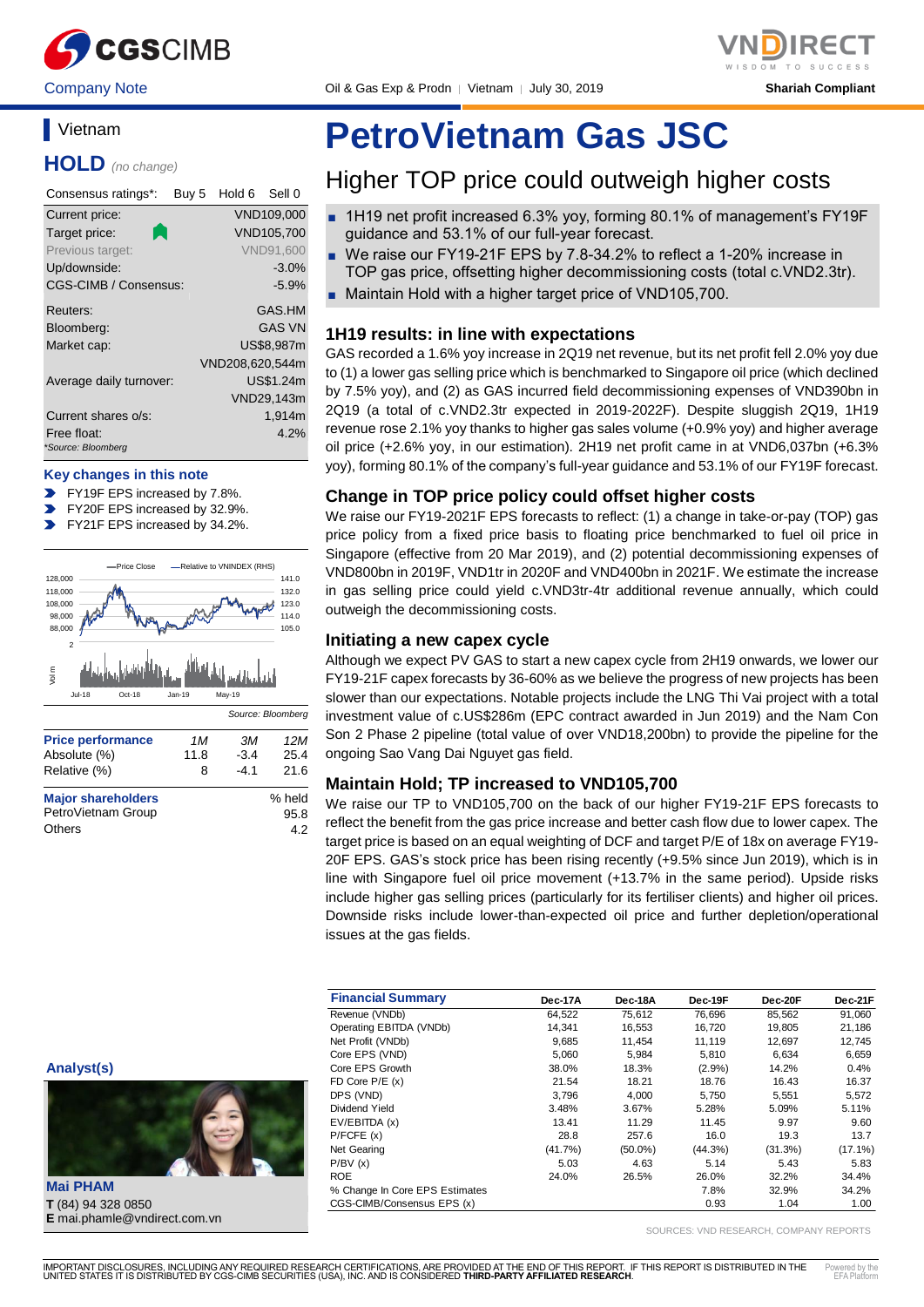Company Note | Oil & Gas Exp & Prodn | Vietnam | July 30, 2019 | Shariah Compliant

## Vietnam

**HOLD** *(no change)*

| Consensus ratings*: | Buy 5 | Hold 6 | Sell 0 |
|---|---|---|---|

| | |
|---|---|
| Current price: | VND109,000 |
| Target price: | VND105,700 |
| Previous target: | VND91,600 |
| Up/downside: | -3.0% |
| CGS-CIMB / Consensus: | -5.9% |
| Reuters: | GAS.HM |
| Bloomberg: | GAS VN |
| Market cap: | US$8,987m |
| | VND208,620,544m |
| Average daily turnover: | US$1.24m |
| | VND29,143m |
| Current shares o/s: | 1,914m |
| Free float: | 4.2% |

*Source: Bloomberg

### Key changes in this note

- FY19F EPS increased by 7.8%.
- FY20F EPS increased by 32.9%.
- FY21F EPS increased by 34.2%.

Source: Bloomberg

| Price performance | 1M | 3M | 12M |
|---|---|---|---|
| Absolute (%) | 11.8 | -3.4 | 25.4 |
| Relative (%) | 8 | -4.1 | 21.6 |

| Major shareholders | % held |
|---|---|
| PetroVietnam Group | 95.8 |
| Others | 4.2 |

**Analyst(s)**

**Mai PHAM**
**T** (84) 94 328 0850
**E** mai.phamle@vndirect.com.vn

# PetroVietnam Gas JSC

## Higher TOP price could outweigh higher costs

- 1H19 net profit increased 6.3% yoy, forming 80.1% of management's FY19F guidance and 53.1% of our full-year forecast.
- We raise our FY19-21F EPS by 7.8-34.2% to reflect a 1-20% increase in TOP gas price, offsetting higher decommissioning costs (total c.VND2.3tr).
- Maintain Hold with a higher target price of VND105,700.

### 1H19 results: in line with expectations

GAS recorded a 1.6% yoy increase in 2Q19 net revenue, but its net profit fell 2.0% yoy due to (1) a lower gas selling price which is benchmarked to Singapore oil price (which declined by 7.5% yoy), and (2) as GAS incurred field decommissioning expenses of VND390bn in 2Q19 (a total of c.VND2.3tr expected in 2019-2022F). Despite sluggish 2Q19, 1H19 revenue rose 2.1% yoy thanks to higher gas sales volume (+0.9% yoy) and higher average oil price (+2.6% yoy, in our estimation). 2H19 net profit came in at VND6,037bn (+6.3% yoy), forming 80.1% of the company's full-year guidance and 53.1% of our FY19F forecast.

### Change in TOP price policy could offset higher costs

We raise our FY19-2021F EPS forecasts to reflect: (1) a change in take-or-pay (TOP) gas price policy from a fixed price basis to floating price benchmarked to fuel oil price in Singapore (effective from 20 Mar 2019), and (2) potential decommissioning expenses of VND800bn in 2019F, VND1tr in 2020F and VND400bn in 2021F. We estimate the increase in gas selling price could yield c.VND3tr-4tr additional revenue annually, which could outweigh the decommissioning costs.

### Initiating a new capex cycle

Although we expect PV GAS to start a new capex cycle from 2H19 onwards, we lower our FY19-21F capex forecasts by 36-60% as we believe the progress of new projects has been slower than our expectations. Notable projects include the LNG Thi Vai project with a total investment value of c.US$286m (EPC contract awarded in Jun 2019) and the Nam Con Son 2 Phase 2 pipeline (total value of over VND18,200bn) to provide the pipeline for the ongoing Sao Vang Dai Nguyet gas field.

### Maintain Hold; TP increased to VND105,700

We raise our TP to VND105,700 on the back of our higher FY19-21F EPS forecasts to reflect the benefit from the gas price increase and better cash flow due to lower capex. The target price is based on an equal weighting of DCF and target P/E of 18x on average FY19-20F EPS. GAS's stock price has been rising recently (+9.5% since Jun 2019), which is in line with Singapore fuel oil price movement (+13.7% in the same period). Upside risks include higher gas selling prices (particularly for its fertiliser clients) and higher oil prices. Downside risks include lower-than-expected oil price and further depletion/operational issues at the gas fields.

| Financial Summary | Dec-17A | Dec-18A | Dec-19F | Dec-20F | Dec-21F |
|---|---|---|---|---|---|
| Revenue (VNDb) | 64,522 | 75,612 | 76,696 | 85,562 | 91,060 |
| Operating EBITDA (VNDb) | 14,341 | 16,553 | 16,720 | 19,805 | 21,186 |
| Net Profit (VNDb) | 9,685 | 11,454 | 11,119 | 12,697 | 12,745 |
| Core EPS (VND) | 5,060 | 5,984 | 5,810 | 6,634 | 6,659 |
| Core EPS Growth | 38.0% | 18.3% | (2.9%) | 14.2% | 0.4% |
| FD Core P/E (x) | 21.54 | 18.21 | 18.76 | 16.43 | 16.37 |
| DPS (VND) | 3,796 | 4,000 | 5,750 | 5,551 | 5,572 |
| Dividend Yield | 3.48% | 3.67% | 5.28% | 5.09% | 5.11% |
| EV/EBITDA (x) | 13.41 | 11.29 | 11.45 | 9.97 | 9.60 |
| P/FCFE (x) | 28.8 | 257.6 | 16.0 | 19.3 | 13.7 |
| Net Gearing | (41.7%) | (50.0%) | (44.3%) | (31.3%) | (17.1%) |
| P/BV (x) | 5.03 | 4.63 | 5.14 | 5.43 | 5.83 |
| ROE | 24.0% | 26.5% | 26.0% | 32.2% | 34.4% |
| % Change In Core EPS Estimates | | | 7.8% | 32.9% | 34.2% |
| CGS-CIMB/Consensus EPS (x) | | | 0.93 | 1.04 | 1.00 |

SOURCES: VND RESEARCH, COMPANY REPORTS

IMPORTANT DISCLOSURES, INCLUDING ANY REQUIRED RESEARCH CERTIFICATIONS, ARE PROVIDED AT THE END OF THIS REPORT. IF THIS REPORT IS DISTRIBUTED IN THE UNITED STATES IT IS DISTRIBUTED BY CGS-CIMB SECURITIES (USA), INC. AND IS CONSIDERED **THIRD-PARTY AFFILIATED RESEARCH**.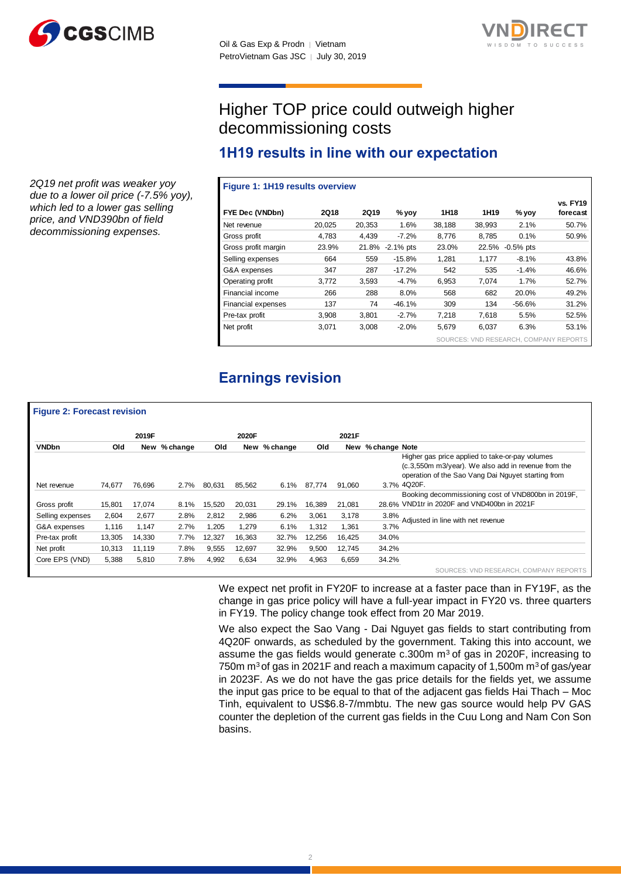# Higher TOP price could outweigh higher decommissioning costs

## 1H19 results in line with our expectation

*2Q19 net profit was weaker yoy due to a lower oil price (-7.5% yoy), which led to a lower gas selling price, and VND390bn of field decommissioning expenses.*

**Figure 1: 1H19 results overview**

| FYE Dec (VNDbn) | 2Q18 | 2Q19 | % yoy | 1H18 | 1H19 | % yoy | vs. FY19 forecast |
|---|---|---|---|---|---|---|---|
| Net revenue | 20,025 | 20,353 | 1.6% | 38,188 | 38,993 | 2.1% | 50.7% |
| Gross profit | 4,783 | 4,439 | -7.2% | 8,776 | 8,785 | 0.1% | 50.9% |
| Gross profit margin | 23.9% | 21.8% | -2.1% pts | 23.0% | 22.5% | -0.5% pts | |
| Selling expenses | 664 | 559 | -15.8% | 1,281 | 1,177 | -8.1% | 43.8% |
| G&A expenses | 347 | 287 | -17.2% | 542 | 535 | -1.4% | 46.6% |
| Operating profit | 3,772 | 3,593 | -4.7% | 6,953 | 7,074 | 1.7% | 52.7% |
| Financial income | 266 | 288 | 8.0% | 568 | 682 | 20.0% | 49.2% |
| Financial expenses | 137 | 74 | -46.1% | 309 | 134 | -56.6% | 31.2% |
| Pre-tax profit | 3,908 | 3,801 | -2.7% | 7,218 | 7,618 | 5.5% | 52.5% |
| Net profit | 3,071 | 3,008 | -2.0% | 5,679 | 6,037 | 6.3% | 53.1% |

SOURCES: VND RESEARCH, COMPANY REPORTS

## Earnings revision

**Figure 2: Forecast revision**

| | 2019F | | | 2020F | | | 2021F | | | |
|---|---|---|---|---|---|---|---|---|---|---|
| VNDbn | Old | New | % change | Old | New | % change | Old | New | % change | Note |
| Net revenue | 74,677 | 76,696 | 2.7% | 80,631 | 85,562 | 6.1% | 87,774 | 91,060 | 3.7% | Higher gas price applied to take-or-pay volumes (c.3,550m m3/year). We also add in revenue from the operation of the Sao Vang Dai Nguyet starting from 4Q20F. |
| Gross profit | 15,801 | 17,074 | 8.1% | 15,520 | 20,031 | 29.1% | 16,389 | 21,081 | 28.6% | Booking decommissioning cost of VND800bn in 2019F, VND1tr in 2020F and VND400bn in 2021F |
| Selling expenses | 2,604 | 2,677 | 2.8% | 2,812 | 2,986 | 6.2% | 3,061 | 3,178 | 3.8% | Adjusted in line with net revenue |
| G&A expenses | 1,116 | 1,147 | 2.7% | 1,205 | 1,279 | 6.1% | 1,312 | 1,361 | 3.7% | |
| Pre-tax profit | 13,305 | 14,330 | 7.7% | 12,327 | 16,363 | 32.7% | 12,256 | 16,425 | 34.0% | |
| Net profit | 10,313 | 11,119 | 7.8% | 9,555 | 12,697 | 32.9% | 9,500 | 12,745 | 34.2% | |
| Core EPS (VND) | 5,388 | 5,810 | 7.8% | 4,992 | 6,634 | 32.9% | 4,963 | 6,659 | 34.2% | |

SOURCES: VND RESEARCH, COMPANY REPORTS

We expect net profit in FY20F to increase at a faster pace than in FY19F, as the change in gas price policy will have a full-year impact in FY20 vs. three quarters in FY19. The policy change took effect from 20 Mar 2019.

We also expect the Sao Vang - Dai Nguyet gas fields to start contributing from 4Q20F onwards, as scheduled by the government. Taking this into account, we assume the gas fields would generate c.300m $m^3$ of gas in 2020F, increasing to 750m $m^3$ of gas in 2021F and reach a maximum capacity of 1,500m $m^3$ of gas/year in 2023F. As we do not have the gas price details for the fields yet, we assume the input gas price to be equal to that of the adjacent gas fields Hai Thach – Moc Tinh, equivalent to US$6.8-7/mmbtu. The new gas source would help PV GAS counter the depletion of the current gas fields in the Cuu Long and Nam Con Son basins.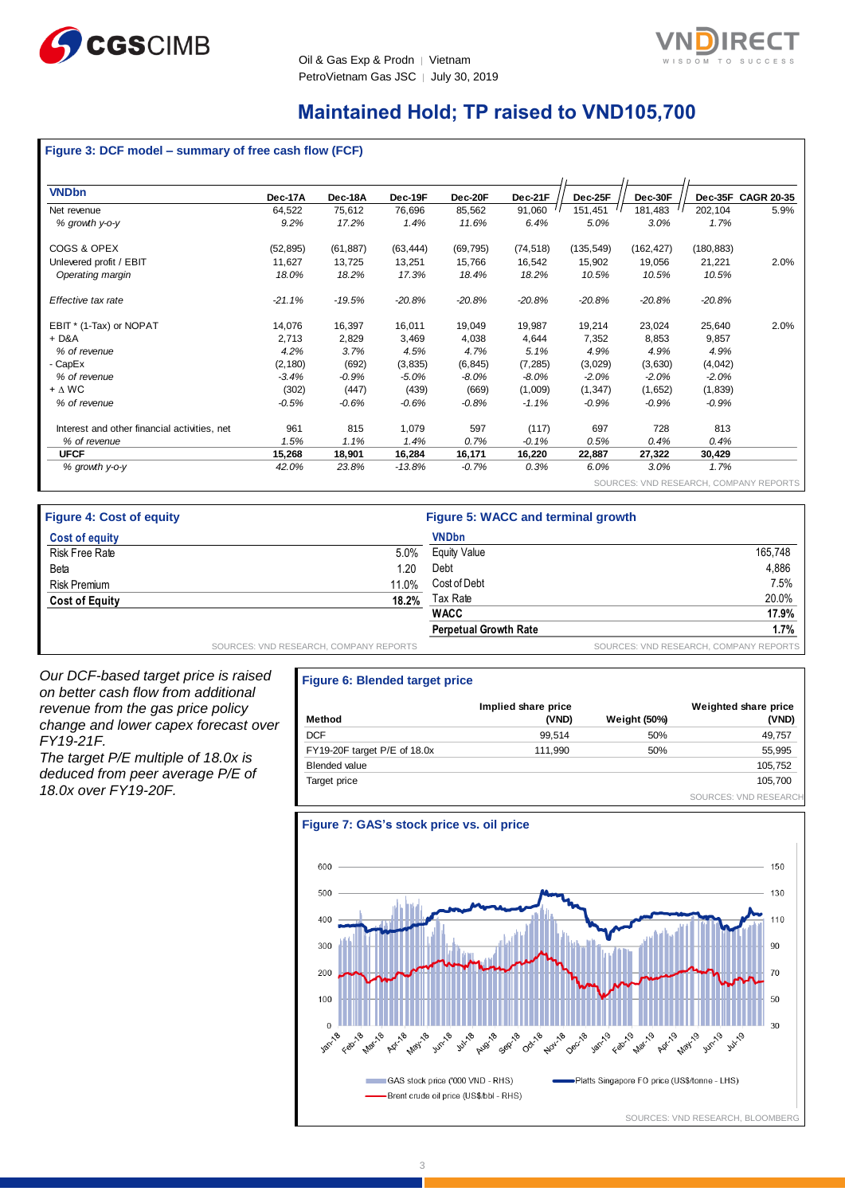## Maintained Hold; TP raised to VND105,700

**Figure 3: DCF model – summary of free cash flow (FCF)**

| VNDbn | Dec-17A | Dec-18A | Dec-19F | Dec-20F | Dec-21F | Dec-25F | Dec-30F | Dec-35F | CAGR 20-35 |
|---|---|---|---|---|---|---|---|---|---|
| Net revenue | 64,522 | 75,612 | 76,696 | 85,562 | 91,060 | 151,451 | 181,483 | 202,104 | 5.9% |
| *% growth y-o-y* | *9.2%* | *17.2%* | *1.4%* | *11.6%* | *6.4%* | *5.0%* | *3.0%* | *1.7%* | |
| COGS & OPEX | (52,895) | (61,887) | (63,444) | (69,795) | (74,518) | (135,549) | (162,427) | (180,883) | |
| Unlevered profit / EBIT | 11,627 | 13,725 | 13,251 | 15,766 | 16,542 | 15,902 | 19,056 | 21,221 | 2.0% |
| *Operating margin* | *18.0%* | *18.2%* | *17.3%* | *18.4%* | *18.2%* | *10.5%* | *10.5%* | *10.5%* | |
| *Effective tax rate* | *-21.1%* | *-19.5%* | *-20.8%* | *-20.8%* | *-20.8%* | *-20.8%* | *-20.8%* | *-20.8%* | |
| EBIT * (1-Tax) or NOPAT | 14,076 | 16,397 | 16,011 | 19,049 | 19,987 | 19,214 | 23,024 | 25,640 | 2.0% |
| + D&A | 2,713 | 2,829 | 3,469 | 4,038 | 4,644 | 7,352 | 8,853 | 9,857 | |
| *% of revenue* | *4.2%* | *3.7%* | *4.5%* | *4.7%* | *5.1%* | *4.9%* | *4.9%* | *4.9%* | |
| - CapEx | (2,180) | (692) | (3,835) | (6,845) | (7,285) | (3,029) | (3,630) | (4,042) | |
| *% of revenue* | *-3.4%* | *-0.9%* | *-5.0%* | *-8.0%* | *-8.0%* | *-2.0%* | *-2.0%* | *-2.0%* | |
| + ∆ WC | (302) | (447) | (439) | (669) | (1,009) | (1,347) | (1,652) | (1,839) | |
| *% of revenue* | *-0.5%* | *-0.6%* | *-0.6%* | *-0.8%* | *-1.1%* | *-0.9%* | *-0.9%* | *-0.9%* | |
| Interest and other financial activities, net | 961 | 815 | 1,079 | 597 | (117) | 697 | 728 | 813 | |
| *% of revenue* | *1.5%* | *1.1%* | *1.4%* | *0.7%* | *-0.1%* | *0.5%* | *0.4%* | *0.4%* | |
| **UFCF** | **15,268** | **18,901** | **16,284** | **16,171** | **16,220** | **22,887** | **27,322** | **30,429** | |
| *% growth y-o-y* | *42.0%* | *23.8%* | *-13.8%* | *-0.7%* | *0.3%* | *6.0%* | *3.0%* | *1.7%* | |

SOURCES: VND RESEARCH, COMPANY REPORTS

**Figure 4: Cost of equity**

| Cost of equity | |
|---|---|
| Risk Free Rate | 5.0% |
| Beta | 1.20 |
| Risk Premium | 11.0% |
| **Cost of Equity** | **18.2%** |

SOURCES: VND RESEARCH, COMPANY REPORTS

**Figure 5: WACC and terminal growth**

| VNDbn | |
|---|---|
| Equity Value | 165,748 |
| Debt | 4,886 |
| Cost of Debt | 7.5% |
| Tax Rate | 20.0% |
| **WACC** | **17.9%** |
| **Perpetual Growth Rate** | **1.7%** |

SOURCES: VND RESEARCH, COMPANY REPORTS

*Our DCF-based target price is raised on better cash flow from additional revenue from the gas price policy change and lower capex forecast over FY19-21F.*

*The target P/E multiple of 18.0x is deduced from peer average P/E of 18.0x over FY19-20F.*

**Figure 6: Blended target price**

| Method | Implied share price (VND) | Weight (50%) | Weighted share price (VND) |
|---|---|---|---|
| DCF | 99,514 | 50% | 49,757 |
| FY19-20F target P/E of 18.0x | 111,990 | 50% | 55,995 |
| Blended value | | | 105,752 |
| Target price | | | 105,700 |

SOURCES: VND RESEARCH

**Figure 7: GAS's stock price vs. oil price**

SOURCES: VND RESEARCH, BLOOMBERG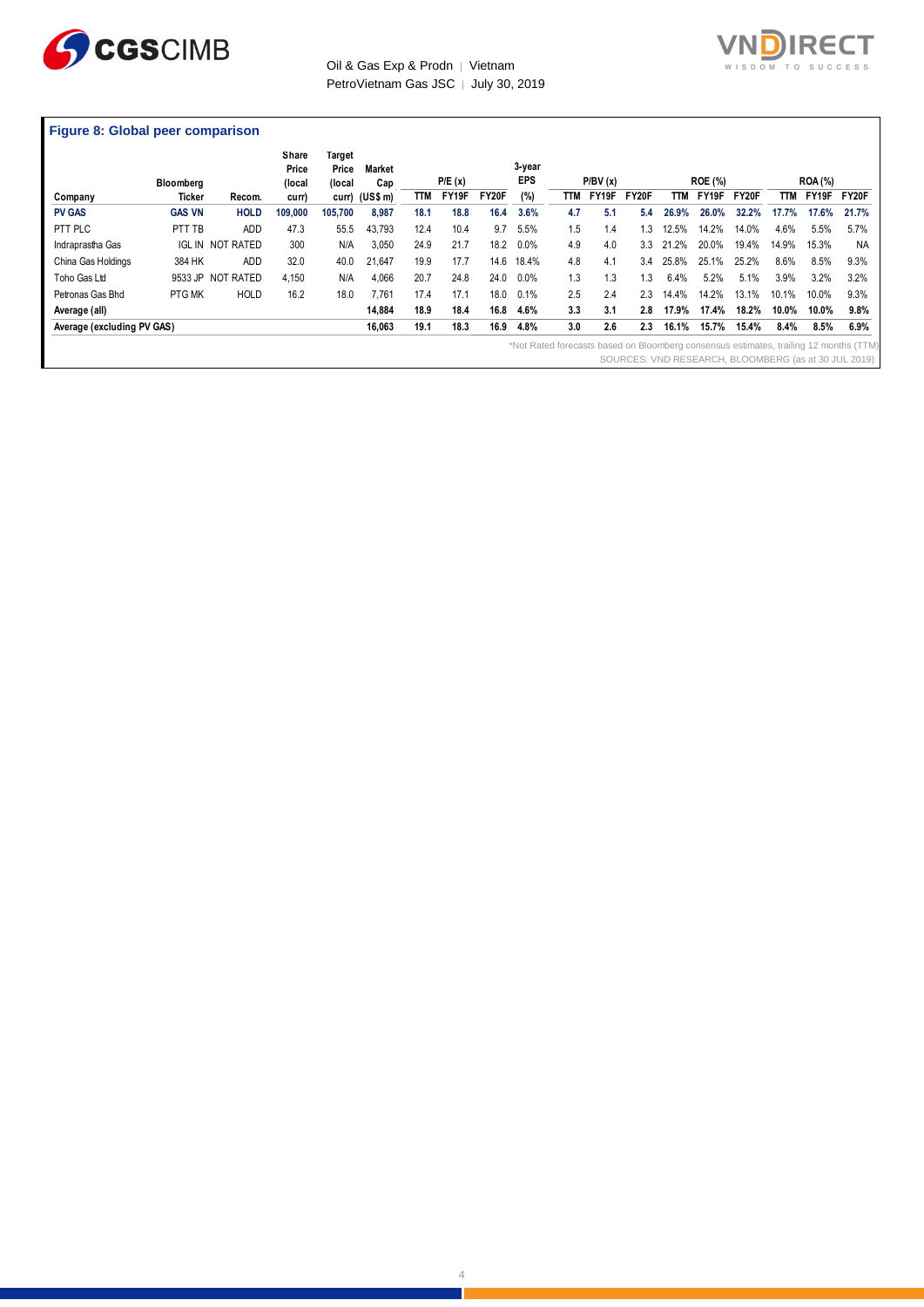## Figure 8: Global peer comparison

| Company | Bloomberg Ticker | Recom. | Share Price (local curr) | Target Price (local curr) | Market Cap (US$ m) | P/E (x) TTM | P/E (x) FY19F | P/E (x) FY20F | 3-year EPS (%) | P/BV (x) TTM | P/BV (x) FY19F | P/BV (x) FY20F | ROE (%) TTM | ROE (%) FY19F | ROE (%) FY20F | ROA (%) TTM | ROA (%) FY19F | ROA (%) FY20F |
|---|---|---|---|---|---|---|---|---|---|---|---|---|---|---|---|---|---|---|
| **PV GAS** | **GAS VN** | **HOLD** | **109,000** | **105,700** | **8,987** | **18.1** | **18.8** | **16.4** | **3.6%** | **4.7** | **5.1** | **5.4** | **26.9%** | **26.0%** | **32.2%** | **17.7%** | **17.6%** | **21.7%** |
| PTT PLC | PTT TB | ADD | 47.3 | 55.5 | 43,793 | 12.4 | 10.4 | 9.7 | 5.5% | 1.5 | 1.4 | 1.3 | 12.5% | 14.2% | 14.0% | 4.6% | 5.5% | 5.7% |
| Indraprastha Gas | IGL IN | NOT RATED | 300 | N/A | 3,050 | 24.9 | 21.7 | 18.2 | 0.0% | 4.9 | 4.0 | 3.3 | 21.2% | 20.0% | 19.4% | 14.9% | 15.3% | NA |
| China Gas Holdings | 384 HK | ADD | 32.0 | 40.0 | 21,647 | 19.9 | 17.7 | 14.6 | 18.4% | 4.8 | 4.1 | 3.4 | 25.8% | 25.1% | 25.2% | 8.6% | 8.5% | 9.3% |
| Toho Gas Ltd | 9533 JP | NOT RATED | 4,150 | N/A | 4,066 | 20.7 | 24.8 | 24.0 | 0.0% | 1.3 | 1.3 | 1.3 | 6.4% | 5.2% | 5.1% | 3.9% | 3.2% | 3.2% |
| Petronas Gas Bhd | PTG MK | HOLD | 16.2 | 18.0 | 7,761 | 17.4 | 17.1 | 18.0 | 0.1% | 2.5 | 2.4 | 2.3 | 14.4% | 14.2% | 13.1% | 10.1% | 10.0% | 9.3% |
| **Average (all)** | | | | | **14,884** | **18.9** | **18.4** | **16.8** | **4.6%** | **3.3** | **3.1** | **2.8** | **17.9%** | **17.4%** | **18.2%** | **10.0%** | **10.0%** | **9.8%** |
| **Average (excluding PV GAS)** | | | | | **16,063** | **19.1** | **18.3** | **16.9** | **4.8%** | **3.0** | **2.6** | **2.3** | **16.1%** | **15.7%** | **15.4%** | **8.4%** | **8.5%** | **6.9%** |

*Not Rated forecasts based on Bloomberg consensus estimates, trailing 12 months (TTM)

SOURCES: VND RESEARCH, BLOOMBERG (as at 30 JUL 2019)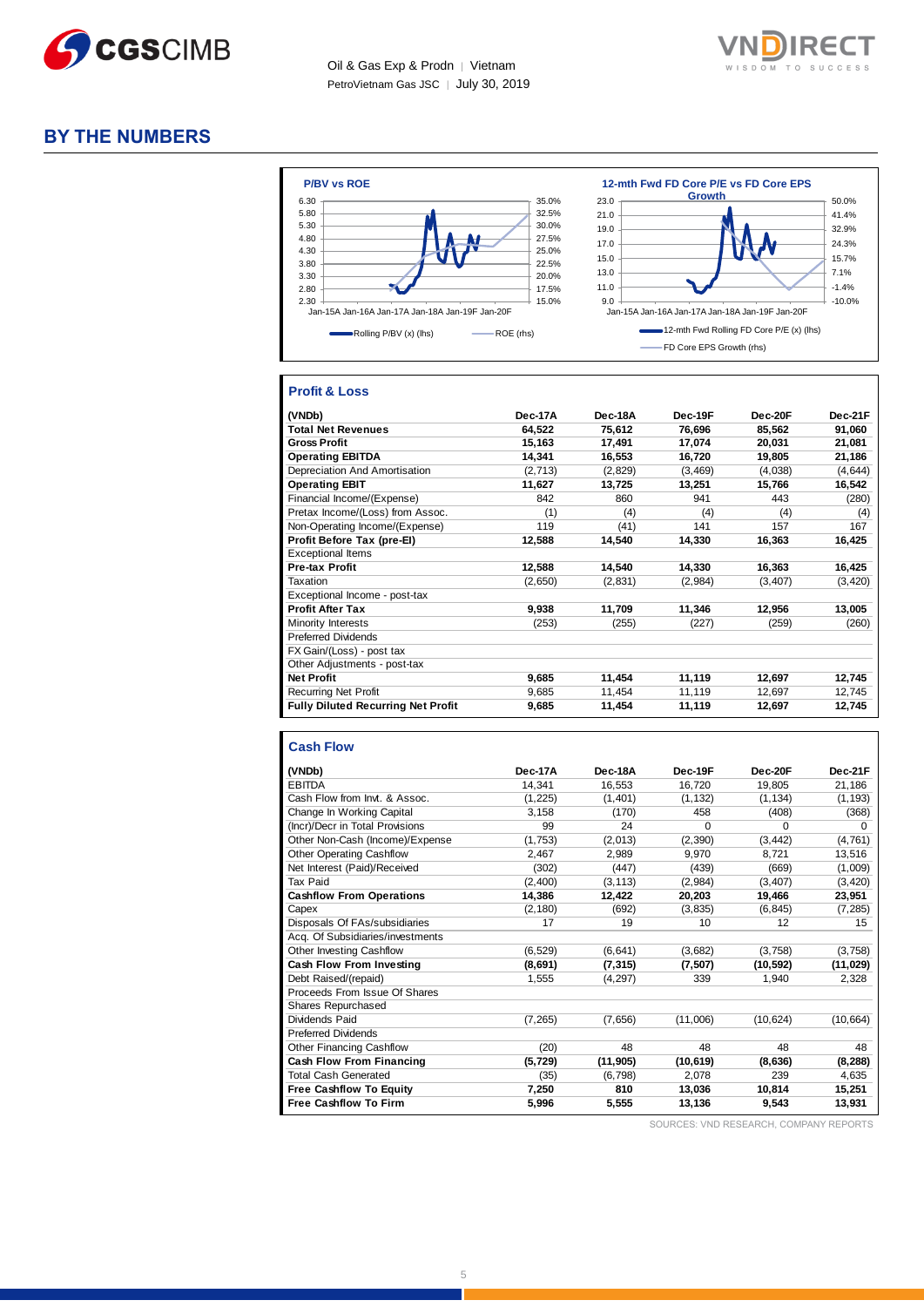## BY THE NUMBERS

**P/BV vs ROE**

Rolling P/BV (x) (lhs) — ROE (rhs)

**12-mth Fwd FD Core P/E vs FD Core EPS Growth**

12-mth Fwd Rolling FD Core P/E (x) (lhs) — FD Core EPS Growth (rhs)

### Profit & Loss

| (VNDb) | Dec-17A | Dec-18A | Dec-19F | Dec-20F | Dec-21F |
|---|---|---|---|---|---|
| **Total Net Revenues** | **64,522** | **75,612** | **76,696** | **85,562** | **91,060** |
| **Gross Profit** | **15,163** | **17,491** | **17,074** | **20,031** | **21,081** |
| **Operating EBITDA** | **14,341** | **16,553** | **16,720** | **19,805** | **21,186** |
| Depreciation And Amortisation | (2,713) | (2,829) | (3,469) | (4,038) | (4,644) |
| **Operating EBIT** | **11,627** | **13,725** | **13,251** | **15,766** | **16,542** |
| Financial Income/(Expense) | 842 | 860 | 941 | 443 | (280) |
| Pretax Income/(Loss) from Assoc. | (1) | (4) | (4) | (4) | (4) |
| Non-Operating Income/(Expense) | 119 | (41) | 141 | 157 | 167 |
| **Profit Before Tax (pre-EI)** | **12,588** | **14,540** | **14,330** | **16,363** | **16,425** |
| Exceptional Items | | | | | |
| **Pre-tax Profit** | **12,588** | **14,540** | **14,330** | **16,363** | **16,425** |
| Taxation | (2,650) | (2,831) | (2,984) | (3,407) | (3,420) |
| Exceptional Income - post-tax | | | | | |
| **Profit After Tax** | **9,938** | **11,709** | **11,346** | **12,956** | **13,005** |
| Minority Interests | (253) | (255) | (227) | (259) | (260) |
| Preferred Dividends | | | | | |
| FX Gain/(Loss) - post tax | | | | | |
| Other Adjustments - post-tax | | | | | |
| **Net Profit** | **9,685** | **11,454** | **11,119** | **12,697** | **12,745** |
| Recurring Net Profit | 9,685 | 11,454 | 11,119 | 12,697 | 12,745 |
| **Fully Diluted Recurring Net Profit** | **9,685** | **11,454** | **11,119** | **12,697** | **12,745** |

### Cash Flow

| (VNDb) | Dec-17A | Dec-18A | Dec-19F | Dec-20F | Dec-21F |
|---|---|---|---|---|---|
| EBITDA | 14,341 | 16,553 | 16,720 | 19,805 | 21,186 |
| Cash Flow from Invt. & Assoc. | (1,225) | (1,401) | (1,132) | (1,134) | (1,193) |
| Change In Working Capital | 3,158 | (170) | 458 | (408) | (368) |
| (Incr)/Decr in Total Provisions | 99 | 24 | 0 | 0 | 0 |
| Other Non-Cash (Income)/Expense | (1,753) | (2,013) | (2,390) | (3,442) | (4,761) |
| Other Operating Cashflow | 2,467 | 2,989 | 9,970 | 8,721 | 13,516 |
| Net Interest (Paid)/Received | (302) | (447) | (439) | (669) | (1,009) |
| Tax Paid | (2,400) | (3,113) | (2,984) | (3,407) | (3,420) |
| **Cashflow From Operations** | **14,386** | **12,422** | **20,203** | **19,466** | **23,951** |
| Capex | (2,180) | (692) | (3,835) | (6,845) | (7,285) |
| Disposals Of FAs/subsidiaries | 17 | 19 | 10 | 12 | 15 |
| Acq. Of Subsidiaries/investments | | | | | |
| Other Investing Cashflow | (6,529) | (6,641) | (3,682) | (3,758) | (3,758) |
| **Cash Flow From Investing** | **(8,691)** | **(7,315)** | **(7,507)** | **(10,592)** | **(11,029)** |
| Debt Raised/(repaid) | 1,555 | (4,297) | 339 | 1,940 | 2,328 |
| Proceeds From Issue Of Shares | | | | | |
| Shares Repurchased | | | | | |
| Dividends Paid | (7,265) | (7,656) | (11,006) | (10,624) | (10,664) |
| Preferred Dividends | | | | | |
| Other Financing Cashflow | (20) | 48 | 48 | 48 | 48 |
| **Cash Flow From Financing** | **(5,729)** | **(11,905)** | **(10,619)** | **(8,636)** | **(8,288)** |
| Total Cash Generated | (35) | (6,798) | 2,078 | 239 | 4,635 |
| **Free Cashflow To Equity** | **7,250** | **810** | **13,036** | **10,814** | **15,251** |
| **Free Cashflow To Firm** | **5,996** | **5,555** | **13,136** | **9,543** | **13,931** |

SOURCES: VND RESEARCH, COMPANY REPORTS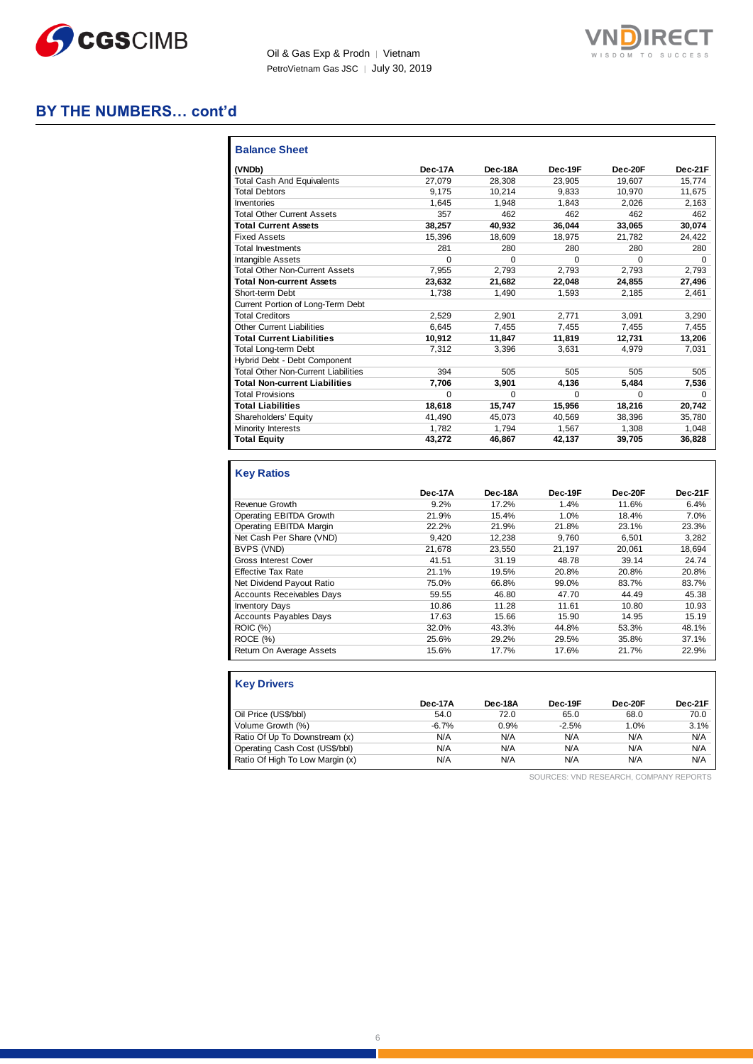## BY THE NUMBERS… cont'd

### Balance Sheet

| (VNDb) | Dec-17A | Dec-18A | Dec-19F | Dec-20F | Dec-21F |
|---|---|---|---|---|---|
| Total Cash And Equivalents | 27,079 | 28,308 | 23,905 | 19,607 | 15,774 |
| Total Debtors | 9,175 | 10,214 | 9,833 | 10,970 | 11,675 |
| Inventories | 1,645 | 1,948 | 1,843 | 2,026 | 2,163 |
| Total Other Current Assets | 357 | 462 | 462 | 462 | 462 |
| **Total Current Assets** | **38,257** | **40,932** | **36,044** | **33,065** | **30,074** |
| Fixed Assets | 15,396 | 18,609 | 18,975 | 21,782 | 24,422 |
| Total Investments | 281 | 280 | 280 | 280 | 280 |
| Intangible Assets | 0 | 0 | 0 | 0 | 0 |
| Total Other Non-Current Assets | 7,955 | 2,793 | 2,793 | 2,793 | 2,793 |
| **Total Non-current Assets** | **23,632** | **21,682** | **22,048** | **24,855** | **27,496** |
| Short-term Debt | 1,738 | 1,490 | 1,593 | 2,185 | 2,461 |
| Current Portion of Long-Term Debt | | | | | |
| Total Creditors | 2,529 | 2,901 | 2,771 | 3,091 | 3,290 |
| Other Current Liabilities | 6,645 | 7,455 | 7,455 | 7,455 | 7,455 |
| **Total Current Liabilities** | **10,912** | **11,847** | **11,819** | **12,731** | **13,206** |
| Total Long-term Debt | 7,312 | 3,396 | 3,631 | 4,979 | 7,031 |
| Hybrid Debt - Debt Component | | | | | |
| Total Other Non-Current Liabilities | 394 | 505 | 505 | 505 | 505 |
| **Total Non-current Liabilities** | **7,706** | **3,901** | **4,136** | **5,484** | **7,536** |
| Total Provisions | 0 | 0 | 0 | 0 | 0 |
| **Total Liabilities** | **18,618** | **15,747** | **15,956** | **18,216** | **20,742** |
| Shareholders' Equity | 41,490 | 45,073 | 40,569 | 38,396 | 35,780 |
| Minority Interests | 1,782 | 1,794 | 1,567 | 1,308 | 1,048 |
| **Total Equity** | **43,272** | **46,867** | **42,137** | **39,705** | **36,828** |

### Key Ratios

| | Dec-17A | Dec-18A | Dec-19F | Dec-20F | Dec-21F |
|---|---|---|---|---|---|
| Revenue Growth | 9.2% | 17.2% | 1.4% | 11.6% | 6.4% |
| Operating EBITDA Growth | 21.9% | 15.4% | 1.0% | 18.4% | 7.0% |
| Operating EBITDA Margin | 22.2% | 21.9% | 21.8% | 23.1% | 23.3% |
| Net Cash Per Share (VND) | 9,420 | 12,238 | 9,760 | 6,501 | 3,282 |
| BVPS (VND) | 21,678 | 23,550 | 21,197 | 20,061 | 18,694 |
| Gross Interest Cover | 41.51 | 31.19 | 48.78 | 39.14 | 24.74 |
| Effective Tax Rate | 21.1% | 19.5% | 20.8% | 20.8% | 20.8% |
| Net Dividend Payout Ratio | 75.0% | 66.8% | 99.0% | 83.7% | 83.7% |
| Accounts Receivables Days | 59.55 | 46.80 | 47.70 | 44.49 | 45.38 |
| Inventory Days | 10.86 | 11.28 | 11.61 | 10.80 | 10.93 |
| Accounts Payables Days | 17.63 | 15.66 | 15.90 | 14.95 | 15.19 |
| ROIC (%) | 32.0% | 43.3% | 44.8% | 53.3% | 48.1% |
| ROCE (%) | 25.6% | 29.2% | 29.5% | 35.8% | 37.1% |
| Return On Average Assets | 15.6% | 17.7% | 17.6% | 21.7% | 22.9% |

### Key Drivers

| | Dec-17A | Dec-18A | Dec-19F | Dec-20F | Dec-21F |
|---|---|---|---|---|---|
| Oil Price (US$/bbl) | 54.0 | 72.0 | 65.0 | 68.0 | 70.0 |
| Volume Growth (%) | -6.7% | 0.9% | -2.5% | 1.0% | 3.1% |
| Ratio Of Up To Downstream (x) | N/A | N/A | N/A | N/A | N/A |
| Operating Cash Cost (US$/bbl) | N/A | N/A | N/A | N/A | N/A |
| Ratio Of High To Low Margin (x) | N/A | N/A | N/A | N/A | N/A |

SOURCES: VND RESEARCH, COMPANY REPORTS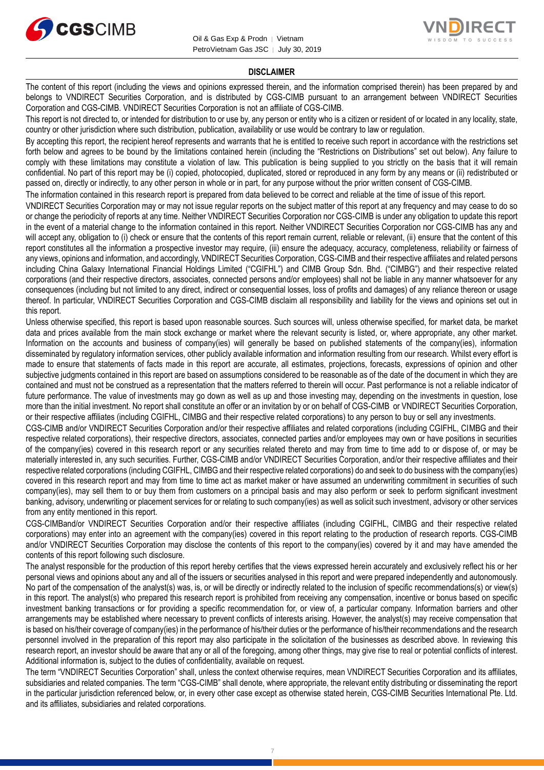## DISCLAIMER

The content of this report (including the views and opinions expressed therein, and the information comprised therein) has been prepared by and belongs to VNDIRECT Securities Corporation, and is distributed by CGS-CIMB pursuant to an arrangement between VNDIRECT Securities Corporation and CGS-CIMB. VNDIRECT Securities Corporation is not an affiliate of CGS-CIMB.

This report is not directed to, or intended for distribution to or use by, any person or entity who is a citizen or resident of or located in any locality, state, country or other jurisdiction where such distribution, publication, availability or use would be contrary to law or regulation.

By accepting this report, the recipient hereof represents and warrants that he is entitled to receive such report in accordance with the restrictions set forth below and agrees to be bound by the limitations contained herein (including the "Restrictions on Distributions" set out below). Any failure to comply with these limitations may constitute a violation of law. This publication is being supplied to you strictly on the basis that it will remain confidential. No part of this report may be (i) copied, photocopied, duplicated, stored or reproduced in any form by any means or (ii) redistributed or passed on, directly or indirectly, to any other person in whole or in part, for any purpose without the prior written consent of CGS-CIMB.

The information contained in this research report is prepared from data believed to be correct and reliable at the time of issue of this report.

VNDIRECT Securities Corporation may or may not issue regular reports on the subject matter of this report at any frequency and may cease to do so or change the periodicity of reports at any time. Neither VNDIRECT Securities Corporation nor CGS-CIMB is under any obligation to update this report in the event of a material change to the information contained in this report. Neither VNDIRECT Securities Corporation nor CGS-CIMB has any and will accept any, obligation to (i) check or ensure that the contents of this report remain current, reliable or relevant, (ii) ensure that the content of this report constitutes all the information a prospective investor may require, (iii) ensure the adequacy, accuracy, completeness, reliability or fairness of any views, opinions and information, and accordingly, VNDIRECT Securities Corporation, CGS-CIMB and their respective affiliates and related persons including China Galaxy International Financial Holdings Limited ("CGIFHL") and CIMB Group Sdn. Bhd. ("CIMBG") and their respective related corporations (and their respective directors, associates, connected persons and/or employees) shall not be liable in any manner whatsoever for any consequences (including but not limited to any direct, indirect or consequential losses, loss of profits and damages) of any reliance thereon or usage thereof. In particular, VNDIRECT Securities Corporation and CGS-CIMB disclaim all responsibility and liability for the views and opinions set out in this report.

Unless otherwise specified, this report is based upon reasonable sources. Such sources will, unless otherwise specified, for market data, be market data and prices available from the main stock exchange or market where the relevant security is listed, or, where appropriate, any other market. Information on the accounts and business of company(ies) will generally be based on published statements of the company(ies), information disseminated by regulatory information services, other publicly available information and information resulting from our research. Whilst every effort is made to ensure that statements of facts made in this report are accurate, all estimates, projections, forecasts, expressions of opinion and other subjective judgments contained in this report are based on assumptions considered to be reasonable as of the date of the document in which they are contained and must not be construed as a representation that the matters referred to therein will occur. Past performance is not a reliable indicator of future performance. The value of investments may go down as well as up and those investing may, depending on the investments in question, lose more than the initial investment. No report shall constitute an offer or an invitation by or on behalf of CGS-CIMB or VNDIRECT Securities Corporation, or their respective affiliates (including CGIFHL, CIMBG and their respective related corporations) to any person to buy or sell any investments.

CGS-CIMB and/or VNDIRECT Securities Corporation and/or their respective affiliates and related corporations (including CGIFHL, CIMBG and their respective related corporations), their respective directors, associates, connected parties and/or employees may own or have positions in securities of the company(ies) covered in this research report or any securities related thereto and may from time to time add to or dispose of, or may be materially interested in, any such securities. Further, CGS-CIMB and/or VNDIRECT Securities Corporation, and/or their respective affiliates and their respective related corporations (including CGIFHL, CIMBG and their respective related corporations) do and seek to do business with the company(ies) covered in this research report and may from time to time act as market maker or have assumed an underwriting commitment in securities of such company(ies), may sell them to or buy them from customers on a principal basis and may also perform or seek to perform significant investment banking, advisory, underwriting or placement services for or relating to such company(ies) as well as solicit such investment, advisory or other services from any entity mentioned in this report.

CGS-CIMBand/or VNDIRECT Securities Corporation and/or their respective affiliates (including CGIFHL, CIMBG and their respective related corporations) may enter into an agreement with the company(ies) covered in this report relating to the production of research reports. CGS-CIMB and/or VNDIRECT Securities Corporation may disclose the contents of this report to the company(ies) covered by it and may have amended the contents of this report following such disclosure.

The analyst responsible for the production of this report hereby certifies that the views expressed herein accurately and exclusively reflect his or her personal views and opinions about any and all of the issuers or securities analysed in this report and were prepared independently and autonomously. No part of the compensation of the analyst(s) was, is, or will be directly or indirectly related to the inclusion of specific recommendations(s) or view(s) in this report. The analyst(s) who prepared this research report is prohibited from receiving any compensation, incentive or bonus based on specific investment banking transactions or for providing a specific recommendation for, or view of, a particular company. Information barriers and other arrangements may be established where necessary to prevent conflicts of interests arising. However, the analyst(s) may receive compensation that is based on his/their coverage of company(ies) in the performance of his/their duties or the performance of his/their recommendations and the research personnel involved in the preparation of this report may also participate in the solicitation of the businesses as described above. In reviewing this research report, an investor should be aware that any or all of the foregoing, among other things, may give rise to real or potential conflicts of interest. Additional information is, subject to the duties of confidentiality, available on request.

The term "VNDIRECT Securities Corporation" shall, unless the context otherwise requires, mean VNDIRECT Securities Corporation and its affiliates, subsidiaries and related companies. The term "CGS-CIMB" shall denote, where appropriate, the relevant entity distributing or disseminating the report in the particular jurisdiction referenced below, or, in every other case except as otherwise stated herein, CGS-CIMB Securities International Pte. Ltd. and its affiliates, subsidiaries and related corporations.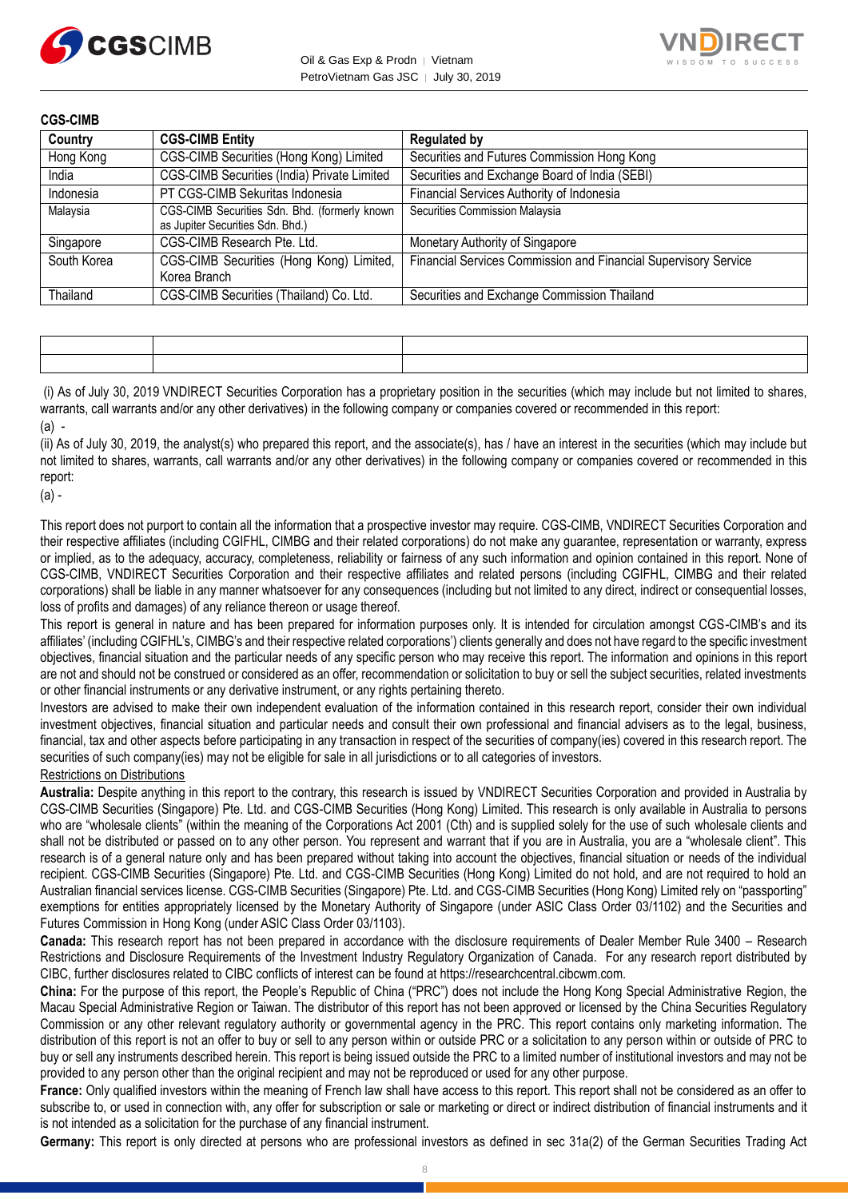**CGS-CIMB**

| Country | CGS-CIMB Entity | Regulated by |
|---|---|---|
| Hong Kong | CGS-CIMB Securities (Hong Kong) Limited | Securities and Futures Commission Hong Kong |
| India | CGS-CIMB Securities (India) Private Limited | Securities and Exchange Board of India (SEBI) |
| Indonesia | PT CGS-CIMB Sekuritas Indonesia | Financial Services Authority of Indonesia |
| Malaysia | CGS-CIMB Securities Sdn. Bhd. (formerly known as Jupiter Securities Sdn. Bhd.) | Securities Commission Malaysia |
| Singapore | CGS-CIMB Research Pte. Ltd. | Monetary Authority of Singapore |
| South Korea | CGS-CIMB Securities (Hong Kong) Limited, Korea Branch | Financial Services Commission and Financial Supervisory Service |
| Thailand | CGS-CIMB Securities (Thailand) Co. Ltd. | Securities and Exchange Commission Thailand |

| | | |
|---|---|---|
| | | |
| | | |

(i) As of July 30, 2019 VNDIRECT Securities Corporation has a proprietary position in the securities (which may include but not limited to shares, warrants, call warrants and/or any other derivatives) in the following company or companies covered or recommended in this report:

(a) -

(ii) As of July 30, 2019, the analyst(s) who prepared this report, and the associate(s), has / have an interest in the securities (which may include but not limited to shares, warrants, call warrants and/or any other derivatives) in the following company or companies covered or recommended in this report:

(a) -

This report does not purport to contain all the information that a prospective investor may require. CGS-CIMB, VNDIRECT Securities Corporation and their respective affiliates (including CGIFHL, CIMBG and their related corporations) do not make any guarantee, representation or warranty, express or implied, as to the adequacy, accuracy, completeness, reliability or fairness of any such information and opinion contained in this report. None of CGS-CIMB, VNDIRECT Securities Corporation and their respective affiliates and related persons (including CGIFHL, CIMBG and their related corporations) shall be liable in any manner whatsoever for any consequences (including but not limited to any direct, indirect or consequential losses, loss of profits and damages) of any reliance thereon or usage thereof.

This report is general in nature and has been prepared for information purposes only. It is intended for circulation amongst CGS-CIMB's and its affiliates' (including CGIFHL's, CIMBG's and their respective related corporations') clients generally and does not have regard to the specific investment objectives, financial situation and the particular needs of any specific person who may receive this report. The information and opinions in this report are not and should not be construed or considered as an offer, recommendation or solicitation to buy or sell the subject securities, related investments or other financial instruments or any derivative instrument, or any rights pertaining thereto.

Investors are advised to make their own independent evaluation of the information contained in this research report, consider their own individual investment objectives, financial situation and particular needs and consult their own professional and financial advisers as to the legal, business, financial, tax and other aspects before participating in any transaction in respect of the securities of company(ies) covered in this research report. The securities of such company(ies) may not be eligible for sale in all jurisdictions or to all categories of investors.

Restrictions on Distributions

**Australia:** Despite anything in this report to the contrary, this research is issued by VNDIRECT Securities Corporation and provided in Australia by CGS-CIMB Securities (Singapore) Pte. Ltd. and CGS-CIMB Securities (Hong Kong) Limited. This research is only available in Australia to persons who are "wholesale clients" (within the meaning of the Corporations Act 2001 (Cth) and is supplied solely for the use of such wholesale clients and shall not be distributed or passed on to any other person. You represent and warrant that if you are in Australia, you are a "wholesale client". This research is of a general nature only and has been prepared without taking into account the objectives, financial situation or needs of the individual recipient. CGS-CIMB Securities (Singapore) Pte. Ltd. and CGS-CIMB Securities (Hong Kong) Limited do not hold, and are not required to hold an Australian financial services license. CGS-CIMB Securities (Singapore) Pte. Ltd. and CGS-CIMB Securities (Hong Kong) Limited rely on "passporting" exemptions for entities appropriately licensed by the Monetary Authority of Singapore (under ASIC Class Order 03/1102) and the Securities and Futures Commission in Hong Kong (under ASIC Class Order 03/1103).

**Canada:** This research report has not been prepared in accordance with the disclosure requirements of Dealer Member Rule 3400 – Research Restrictions and Disclosure Requirements of the Investment Industry Regulatory Organization of Canada. For any research report distributed by CIBC, further disclosures related to CIBC conflicts of interest can be found at https://researchcentral.cibcwm.com.

**China:** For the purpose of this report, the People's Republic of China ("PRC") does not include the Hong Kong Special Administrative Region, the Macau Special Administrative Region or Taiwan. The distributor of this report has not been approved or licensed by the China Securities Regulatory Commission or any other relevant regulatory authority or governmental agency in the PRC. This report contains only marketing information. The distribution of this report is not an offer to buy or sell to any person within or outside PRC or a solicitation to any person within or outside of PRC to buy or sell any instruments described herein. This report is being issued outside the PRC to a limited number of institutional investors and may not be provided to any person other than the original recipient and may not be reproduced or used for any other purpose.

**France:** Only qualified investors within the meaning of French law shall have access to this report. This report shall not be considered as an offer to subscribe to, or used in connection with, any offer for subscription or sale or marketing or direct or indirect distribution of financial instruments and it is not intended as a solicitation for the purchase of any financial instrument.

**Germany:** This report is only directed at persons who are professional investors as defined in sec 31a(2) of the German Securities Trading Act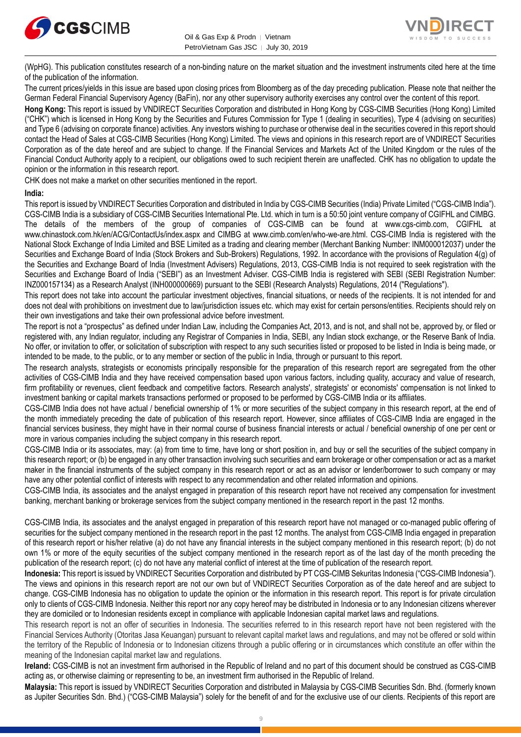(WpHG). This publication constitutes research of a non-binding nature on the market situation and the investment instruments cited here at the time of the publication of the information.

The current prices/yields in this issue are based upon closing prices from Bloomberg as of the day preceding publication. Please note that neither the German Federal Financial Supervisory Agency (BaFin), nor any other supervisory authority exercises any control over the content of this report.

**Hong Kong:** This report is issued by VNDIRECT Securities Corporation and distributed in Hong Kong by CGS-CIMB Securities (Hong Kong) Limited ("CHK") which is licensed in Hong Kong by the Securities and Futures Commission for Type 1 (dealing in securities), Type 4 (advising on securities) and Type 6 (advising on corporate finance) activities. Any investors wishing to purchase or otherwise deal in the securities covered in this report should contact the Head of Sales at CGS-CIMB Securities (Hong Kong) Limited. The views and opinions in this research report are of VNDIRECT Securities Corporation as of the date hereof and are subject to change. If the Financial Services and Markets Act of the United Kingdom or the rules of the Financial Conduct Authority apply to a recipient, our obligations owed to such recipient therein are unaffected. CHK has no obligation to update the opinion or the information in this research report.

CHK does not make a market on other securities mentioned in the report.

**India:**

This report is issued by VNDIRECT Securities Corporation and distributed in India by CGS-CIMB Securities (India) Private Limited ("CGS-CIMB India"). CGS-CIMB India is a subsidiary of CGS-CIMB Securities International Pte. Ltd. which in turn is a 50:50 joint venture company of CGIFHL and CIMBG. The details of the members of the group of companies of CGS-CIMB can be found at www.cgs-cimb.com, CGIFHL at www.chinastock.com.hk/en/ACG/ContactUs/index.aspx and CIMBG at www.cimb.com/en/who-we-are.html. CGS-CIMB India is registered with the National Stock Exchange of India Limited and BSE Limited as a trading and clearing member (Merchant Banking Number: INM000012037) under the Securities and Exchange Board of India (Stock Brokers and Sub-Brokers) Regulations, 1992. In accordance with the provisions of Regulation 4(g) of the Securities and Exchange Board of India (Investment Advisers) Regulations, 2013, CGS-CIMB India is not required to seek registration with the Securities and Exchange Board of India ("SEBI") as an Investment Adviser. CGS-CIMB India is registered with SEBI (SEBI Registration Number: INZ000157134) as a Research Analyst (INH000000669) pursuant to the SEBI (Research Analysts) Regulations, 2014 ("Regulations").

This report does not take into account the particular investment objectives, financial situations, or needs of the recipients. It is not intended for and does not deal with prohibitions on investment due to law/jurisdiction issues etc. which may exist for certain persons/entities. Recipients should rely on their own investigations and take their own professional advice before investment.

The report is not a "prospectus" as defined under Indian Law, including the Companies Act, 2013, and is not, and shall not be, approved by, or filed or registered with, any Indian regulator, including any Registrar of Companies in India, SEBI, any Indian stock exchange, or the Reserve Bank of India. No offer, or invitation to offer, or solicitation of subscription with respect to any such securities listed or proposed to be listed in India is being made, or intended to be made, to the public, or to any member or section of the public in India, through or pursuant to this report.

The research analysts, strategists or economists principally responsible for the preparation of this research report are segregated from the other activities of CGS-CIMB India and they have received compensation based upon various factors, including quality, accuracy and value of research, firm profitability or revenues, client feedback and competitive factors. Research analysts', strategists' or economists' compensation is not linked to investment banking or capital markets transactions performed or proposed to be performed by CGS-CIMB India or its affiliates.

CGS-CIMB India does not have actual / beneficial ownership of 1% or more securities of the subject company in this research report, at the end of the month immediately preceding the date of publication of this research report. However, since affiliates of CGS-CIMB India are engaged in the financial services business, they might have in their normal course of business financial interests or actual / beneficial ownership of one per cent or more in various companies including the subject company in this research report.

CGS-CIMB India or its associates, may: (a) from time to time, have long or short position in, and buy or sell the securities of the subject company in this research report; or (b) be engaged in any other transaction involving such securities and earn brokerage or other compensation or act as a market maker in the financial instruments of the subject company in this research report or act as an advisor or lender/borrower to such company or may have any other potential conflict of interests with respect to any recommendation and other related information and opinions.

CGS-CIMB India, its associates and the analyst engaged in preparation of this research report have not received any compensation for investment banking, merchant banking or brokerage services from the subject company mentioned in the research report in the past 12 months.

CGS-CIMB India, its associates and the analyst engaged in preparation of this research report have not managed or co-managed public offering of securities for the subject company mentioned in the research report in the past 12 months. The analyst from CGS-CIMB India engaged in preparation of this research report or his/her relative (a) do not have any financial interests in the subject company mentioned in this research report; (b) do not own 1% or more of the equity securities of the subject company mentioned in the research report as of the last day of the month preceding the publication of the research report; (c) do not have any material conflict of interest at the time of publication of the research report.

**Indonesia:** This report is issued by VNDIRECT Securities Corporation and distributed by PT CGS-CIMB Sekuritas Indonesia ("CGS-CIMB Indonesia"). The views and opinions in this research report are not our own but of VNDIRECT Securities Corporation as of the date hereof and are subject to change. CGS-CIMB Indonesia has no obligation to update the opinion or the information in this research report. This report is for private circulation only to clients of CGS-CIMB Indonesia. Neither this report nor any copy hereof may be distributed in Indonesia or to any Indonesian citizens wherever they are domiciled or to Indonesian residents except in compliance with applicable Indonesian capital market laws and regulations.

This research report is not an offer of securities in Indonesia. The securities referred to in this research report have not been registered with the Financial Services Authority (Otoritas Jasa Keuangan) pursuant to relevant capital market laws and regulations, and may not be offered or sold within the territory of the Republic of Indonesia or to Indonesian citizens through a public offering or in circumstances which constitute an offer within the meaning of the Indonesian capital market law and regulations.

**Ireland:** CGS-CIMB is not an investment firm authorised in the Republic of Ireland and no part of this document should be construed as CGS-CIMB acting as, or otherwise claiming or representing to be, an investment firm authorised in the Republic of Ireland.

**Malaysia:** This report is issued by VNDIRECT Securities Corporation and distributed in Malaysia by CGS-CIMB Securities Sdn. Bhd. (formerly known as Jupiter Securities Sdn. Bhd.) ("CGS-CIMB Malaysia") solely for the benefit of and for the exclusive use of our clients. Recipients of this report are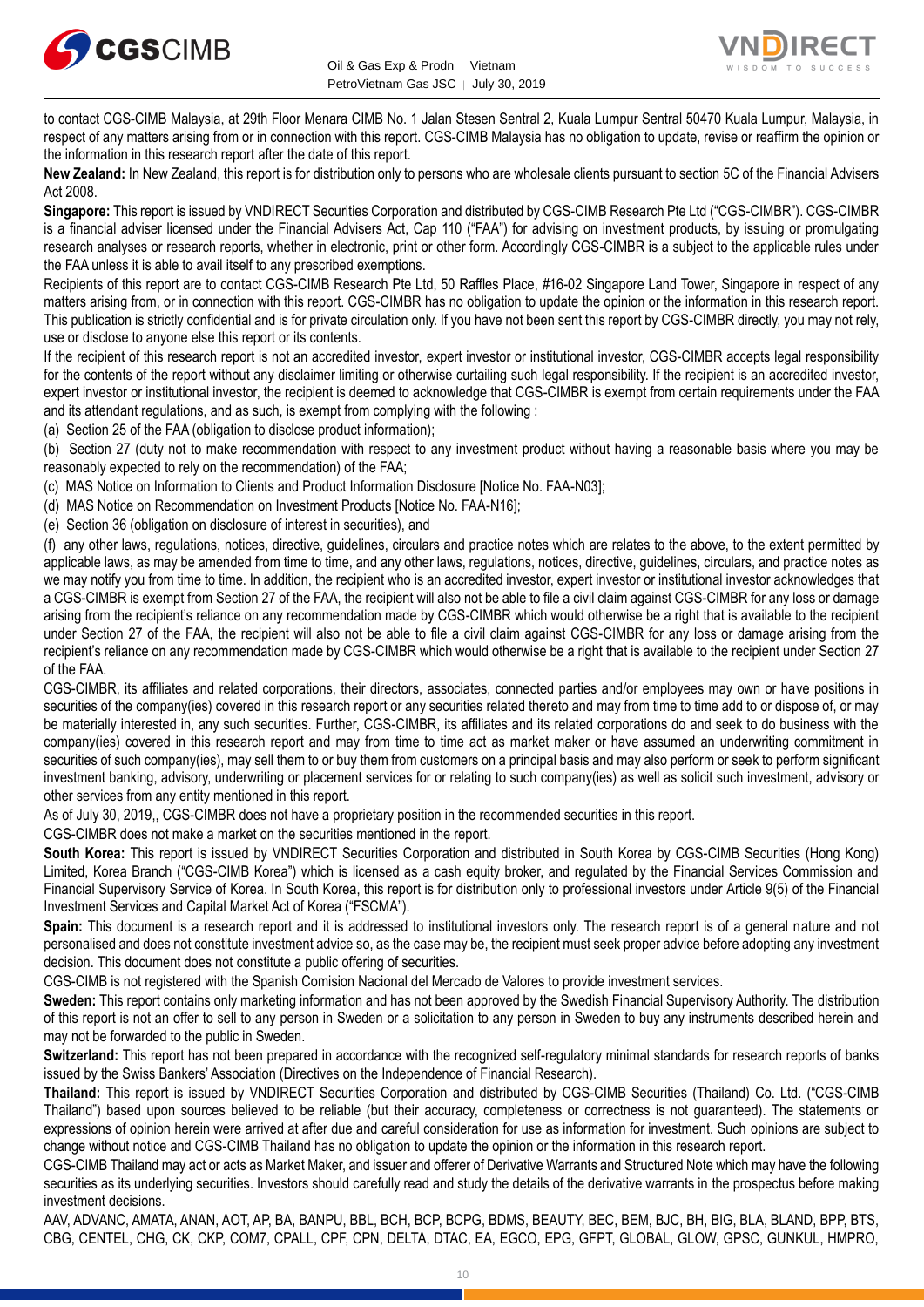to contact CGS-CIMB Malaysia, at 29th Floor Menara CIMB No. 1 Jalan Stesen Sentral 2, Kuala Lumpur Sentral 50470 Kuala Lumpur, Malaysia, in respect of any matters arising from or in connection with this report. CGS-CIMB Malaysia has no obligation to update, revise or reaffirm the opinion or the information in this research report after the date of this report.

**New Zealand:** In New Zealand, this report is for distribution only to persons who are wholesale clients pursuant to section 5C of the Financial Advisers Act 2008.

**Singapore:** This report is issued by VNDIRECT Securities Corporation and distributed by CGS-CIMB Research Pte Ltd ("CGS-CIMBR"). CGS-CIMBR is a financial adviser licensed under the Financial Advisers Act, Cap 110 ("FAA") for advising on investment products, by issuing or promulgating research analyses or research reports, whether in electronic, print or other form. Accordingly CGS-CIMBR is a subject to the applicable rules under the FAA unless it is able to avail itself to any prescribed exemptions.

Recipients of this report are to contact CGS-CIMB Research Pte Ltd, 50 Raffles Place, #16-02 Singapore Land Tower, Singapore in respect of any matters arising from, or in connection with this report. CGS-CIMBR has no obligation to update the opinion or the information in this research report. This publication is strictly confidential and is for private circulation only. If you have not been sent this report by CGS-CIMBR directly, you may not rely, use or disclose to anyone else this report or its contents.

If the recipient of this research report is not an accredited investor, expert investor or institutional investor, CGS-CIMBR accepts legal responsibility for the contents of the report without any disclaimer limiting or otherwise curtailing such legal responsibility. If the recipient is an accredited investor, expert investor or institutional investor, the recipient is deemed to acknowledge that CGS-CIMBR is exempt from certain requirements under the FAA and its attendant regulations, and as such, is exempt from complying with the following :

(a) Section 25 of the FAA (obligation to disclose product information);

(b) Section 27 (duty not to make recommendation with respect to any investment product without having a reasonable basis where you may be reasonably expected to rely on the recommendation) of the FAA;

(c) MAS Notice on Information to Clients and Product Information Disclosure [Notice No. FAA-N03];

(d) MAS Notice on Recommendation on Investment Products [Notice No. FAA-N16];

(e) Section 36 (obligation on disclosure of interest in securities), and

(f) any other laws, regulations, notices, directive, guidelines, circulars and practice notes which are relates to the above, to the extent permitted by applicable laws, as may be amended from time to time, and any other laws, regulations, notices, directive, guidelines, circulars, and practice notes as we may notify you from time to time. In addition, the recipient who is an accredited investor, expert investor or institutional investor acknowledges that a CGS-CIMBR is exempt from Section 27 of the FAA, the recipient will also not be able to file a civil claim against CGS-CIMBR for any loss or damage arising from the recipient's reliance on any recommendation made by CGS-CIMBR which would otherwise be a right that is available to the recipient under Section 27 of the FAA, the recipient will also not be able to file a civil claim against CGS-CIMBR for any loss or damage arising from the recipient's reliance on any recommendation made by CGS-CIMBR which would otherwise be a right that is available to the recipient under Section 27 of the FAA.

CGS-CIMBR, its affiliates and related corporations, their directors, associates, connected parties and/or employees may own or have positions in securities of the company(ies) covered in this research report or any securities related thereto and may from time to time add to or dispose of, or may be materially interested in, any such securities. Further, CGS-CIMBR, its affiliates and its related corporations do and seek to do business with the company(ies) covered in this research report and may from time to time act as market maker or have assumed an underwriting commitment in securities of such company(ies), may sell them to or buy them from customers on a principal basis and may also perform or seek to perform significant investment banking, advisory, underwriting or placement services for or relating to such company(ies) as well as solicit such investment, advisory or other services from any entity mentioned in this report.

As of July 30, 2019,, CGS-CIMBR does not have a proprietary position in the recommended securities in this report.

CGS-CIMBR does not make a market on the securities mentioned in the report.

**South Korea:** This report is issued by VNDIRECT Securities Corporation and distributed in South Korea by CGS-CIMB Securities (Hong Kong) Limited, Korea Branch ("CGS-CIMB Korea") which is licensed as a cash equity broker, and regulated by the Financial Services Commission and Financial Supervisory Service of Korea. In South Korea, this report is for distribution only to professional investors under Article 9(5) of the Financial Investment Services and Capital Market Act of Korea ("FSCMA").

**Spain:** This document is a research report and it is addressed to institutional investors only. The research report is of a general nature and not personalised and does not constitute investment advice so, as the case may be, the recipient must seek proper advice before adopting any investment decision. This document does not constitute a public offering of securities.

CGS-CIMB is not registered with the Spanish Comision Nacional del Mercado de Valores to provide investment services.

**Sweden:** This report contains only marketing information and has not been approved by the Swedish Financial Supervisory Authority. The distribution of this report is not an offer to sell to any person in Sweden or a solicitation to any person in Sweden to buy any instruments described herein and may not be forwarded to the public in Sweden.

**Switzerland:** This report has not been prepared in accordance with the recognized self-regulatory minimal standards for research reports of banks issued by the Swiss Bankers' Association (Directives on the Independence of Financial Research).

**Thailand:** This report is issued by VNDIRECT Securities Corporation and distributed by CGS-CIMB Securities (Thailand) Co. Ltd. ("CGS-CIMB Thailand") based upon sources believed to be reliable (but their accuracy, completeness or correctness is not guaranteed). The statements or expressions of opinion herein were arrived at after due and careful consideration for use as information for investment. Such opinions are subject to change without notice and CGS-CIMB Thailand has no obligation to update the opinion or the information in this research report.

CGS-CIMB Thailand may act or acts as Market Maker, and issuer and offerer of Derivative Warrants and Structured Note which may have the following securities as its underlying securities. Investors should carefully read and study the details of the derivative warrants in the prospectus before making investment decisions.

AAV, ADVANC, AMATA, ANAN, AOT, AP, BA, BANPU, BBL, BCH, BCP, BCPG, BDMS, BEAUTY, BEC, BEM, BJC, BH, BIG, BLA, BLAND, BPP, BTS, CBG, CENTEL, CHG, CK, CKP, COM7, CPALL, CPF, CPN, DELTA, DTAC, EA, EGCO, EPG, GFPT, GLOBAL, GLOW, GPSC, GUNKUL, HMPRO,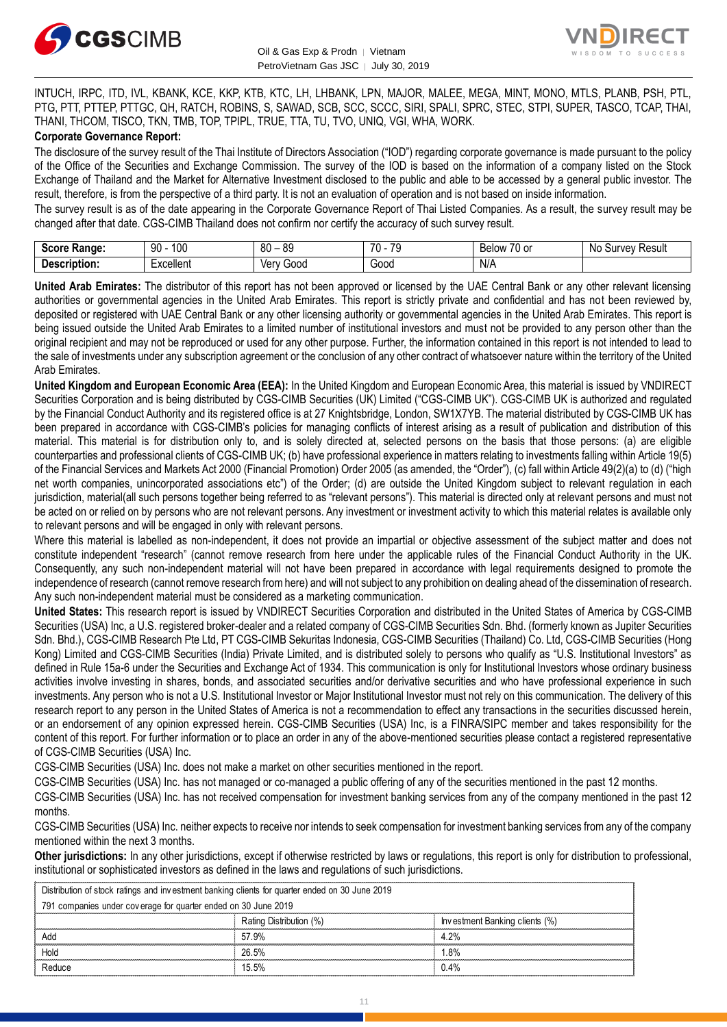INTUCH, IRPC, ITD, IVL, KBANK, KCE, KKP, KTB, KTC, LH, LHBANK, LPN, MAJOR, MALEE, MEGA, MINT, MONO, MTLS, PLANB, PSH, PTL, PTG, PTT, PTTEP, PTTGC, QH, RATCH, ROBINS, S, SAWAD, SCB, SCC, SCCC, SIRI, SPALI, SPRC, STEC, STPI, SUPER, TASCO, TCAP, THAI, THANI, THCOM, TISCO, TKN, TMB, TOP, TPIPL, TRUE, TTA, TU, TVO, UNIQ, VGI, WHA, WORK.

**Corporate Governance Report:**

The disclosure of the survey result of the Thai Institute of Directors Association ("IOD") regarding corporate governance is made pursuant to the policy of the Office of the Securities and Exchange Commission. The survey of the IOD is based on the information of a company listed on the Stock Exchange of Thailand and the Market for Alternative Investment disclosed to the public and able to be accessed by a general public investor. The result, therefore, is from the perspective of a third party. It is not an evaluation of operation and is not based on inside information.

The survey result is as of the date appearing in the Corporate Governance Report of Thai Listed Companies. As a result, the survey result may be changed after that date. CGS-CIMB Thailand does not confirm nor certify the accuracy of such survey result.

| **Score Range:** | 90 - 100 | 80 – 89 | 70 - 79 | Below 70 or | No Survey Result |
|---|---|---|---|---|---|
| **Description:** | Excellent | Very Good | Good | N/A | |

**United Arab Emirates:** The distributor of this report has not been approved or licensed by the UAE Central Bank or any other relevant licensing authorities or governmental agencies in the United Arab Emirates. This report is strictly private and confidential and has not been reviewed by, deposited or registered with UAE Central Bank or any other licensing authority or governmental agencies in the United Arab Emirates. This report is being issued outside the United Arab Emirates to a limited number of institutional investors and must not be provided to any person other than the original recipient and may not be reproduced or used for any other purpose. Further, the information contained in this report is not intended to lead to the sale of investments under any subscription agreement or the conclusion of any other contract of whatsoever nature within the territory of the United Arab Emirates.

**United Kingdom and European Economic Area (EEA):** In the United Kingdom and European Economic Area, this material is issued by VNDIRECT Securities Corporation and is being distributed by CGS-CIMB Securities (UK) Limited ("CGS-CIMB UK"). CGS-CIMB UK is authorized and regulated by the Financial Conduct Authority and its registered office is at 27 Knightsbridge, London, SW1X7YB. The material distributed by CGS-CIMB UK has been prepared in accordance with CGS-CIMB's policies for managing conflicts of interest arising as a result of publication and distribution of this material. This material is for distribution only to, and is solely directed at, selected persons on the basis that those persons: (a) are eligible counterparties and professional clients of CGS-CIMB UK; (b) have professional experience in matters relating to investments falling within Article 19(5) of the Financial Services and Markets Act 2000 (Financial Promotion) Order 2005 (as amended, the "Order"), (c) fall within Article 49(2)(a) to (d) ("high net worth companies, unincorporated associations etc") of the Order; (d) are outside the United Kingdom subject to relevant regulation in each jurisdiction, material(all such persons together being referred to as "relevant persons"). This material is directed only at relevant persons and must not be acted on or relied on by persons who are not relevant persons. Any investment or investment activity to which this material relates is available only to relevant persons and will be engaged in only with relevant persons.

Where this material is labelled as non-independent, it does not provide an impartial or objective assessment of the subject matter and does not constitute independent "research" (cannot remove research from here under the applicable rules of the Financial Conduct Authority in the UK. Consequently, any such non-independent material will not have been prepared in accordance with legal requirements designed to promote the independence of research (cannot remove research from here) and will not subject to any prohibition on dealing ahead of the dissemination of research. Any such non-independent material must be considered as a marketing communication.

**United States:** This research report is issued by VNDIRECT Securities Corporation and distributed in the United States of America by CGS-CIMB Securities (USA) Inc, a U.S. registered broker-dealer and a related company of CGS-CIMB Securities Sdn. Bhd. (formerly known as Jupiter Securities Sdn. Bhd.), CGS-CIMB Research Pte Ltd, PT CGS-CIMB Sekuritas Indonesia, CGS-CIMB Securities (Thailand) Co. Ltd, CGS-CIMB Securities (Hong Kong) Limited and CGS-CIMB Securities (India) Private Limited, and is distributed solely to persons who qualify as "U.S. Institutional Investors" as defined in Rule 15a-6 under the Securities and Exchange Act of 1934. This communication is only for Institutional Investors whose ordinary business activities involve investing in shares, bonds, and associated securities and/or derivative securities and who have professional experience in such investments. Any person who is not a U.S. Institutional Investor or Major Institutional Investor must not rely on this communication. The delivery of this research report to any person in the United States of America is not a recommendation to effect any transactions in the securities discussed herein, or an endorsement of any opinion expressed herein. CGS-CIMB Securities (USA) Inc, is a FINRA/SIPC member and takes responsibility for the content of this report. For further information or to place an order in any of the above-mentioned securities please contact a registered representative of CGS-CIMB Securities (USA) Inc.

CGS-CIMB Securities (USA) Inc. does not make a market on other securities mentioned in the report.

CGS-CIMB Securities (USA) Inc. has not managed or co-managed a public offering of any of the securities mentioned in the past 12 months.

CGS-CIMB Securities (USA) Inc. has not received compensation for investment banking services from any of the company mentioned in the past 12 months.

CGS-CIMB Securities (USA) Inc. neither expects to receive nor intends to seek compensation for investment banking services from any of the company mentioned within the next 3 months.

**Other jurisdictions:** In any other jurisdictions, except if otherwise restricted by laws or regulations, this report is only for distribution to professional, institutional or sophisticated investors as defined in the laws and regulations of such jurisdictions.

| Distribution of stock ratings and investment banking clients for quarter ended on 30 June 2019 | | |
|---|---|---|
| 791 companies under coverage for quarter ended on 30 June 2019 | | |
| | Rating Distribution (%) | Investment Banking clients (%) |
| Add | 57.9% | 4.2% |
| Hold | 26.5% | 1.8% |
| Reduce | 15.5% | 0.4% |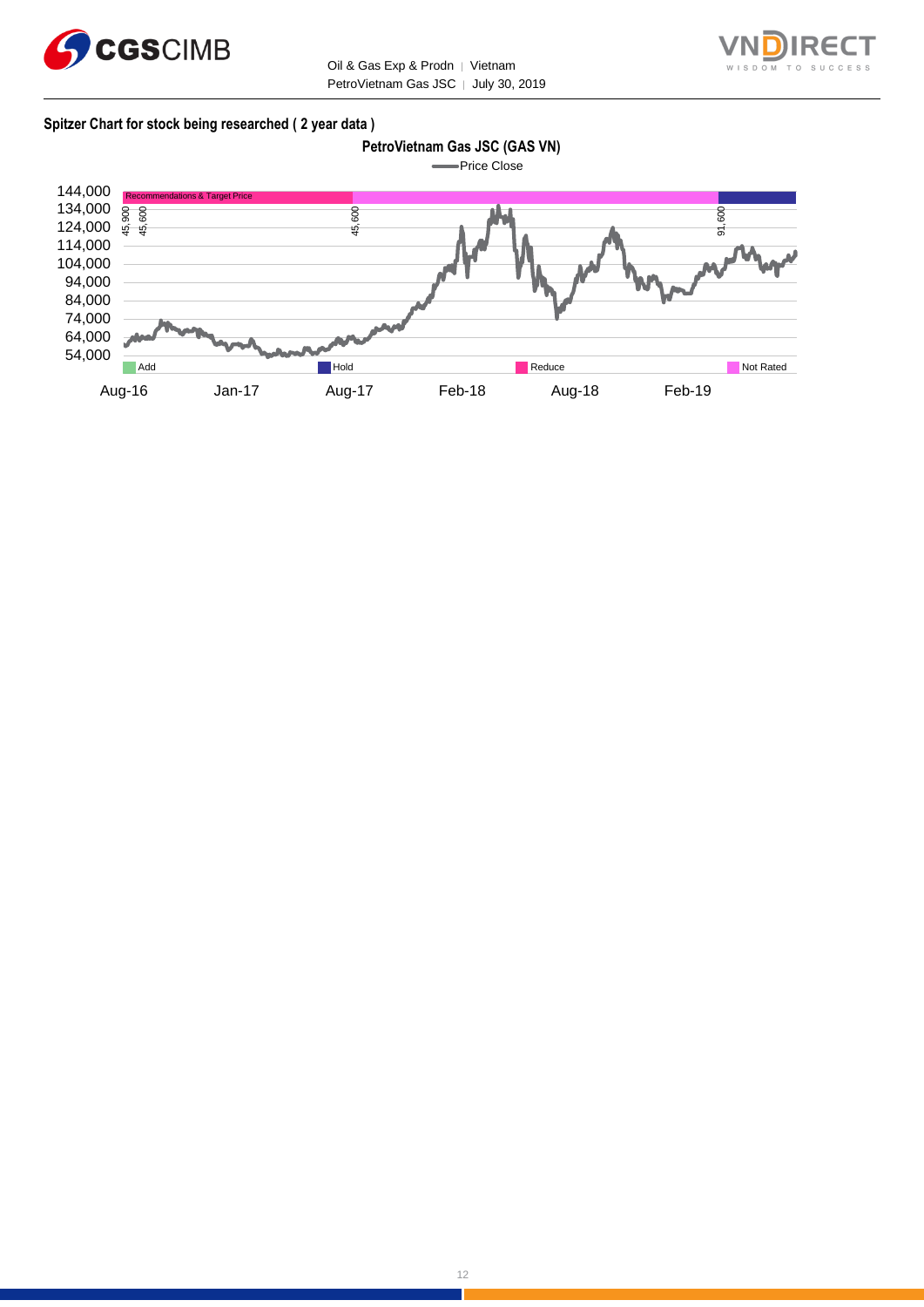**Spitzer Chart for stock being researched ( 2 year data )**

PetroVietnam Gas JSC (GAS VN)

Price Close

Recommendations & Target Price

45,900
45,600
45,600
91,600

144,000
134,000
124,000
114,000
104,000
94,000
84,000
74,000
64,000
54,000

Add | Hold | Reduce | Not Rated

Aug-16 Jan-17 Aug-17 Feb-18 Aug-18 Feb-19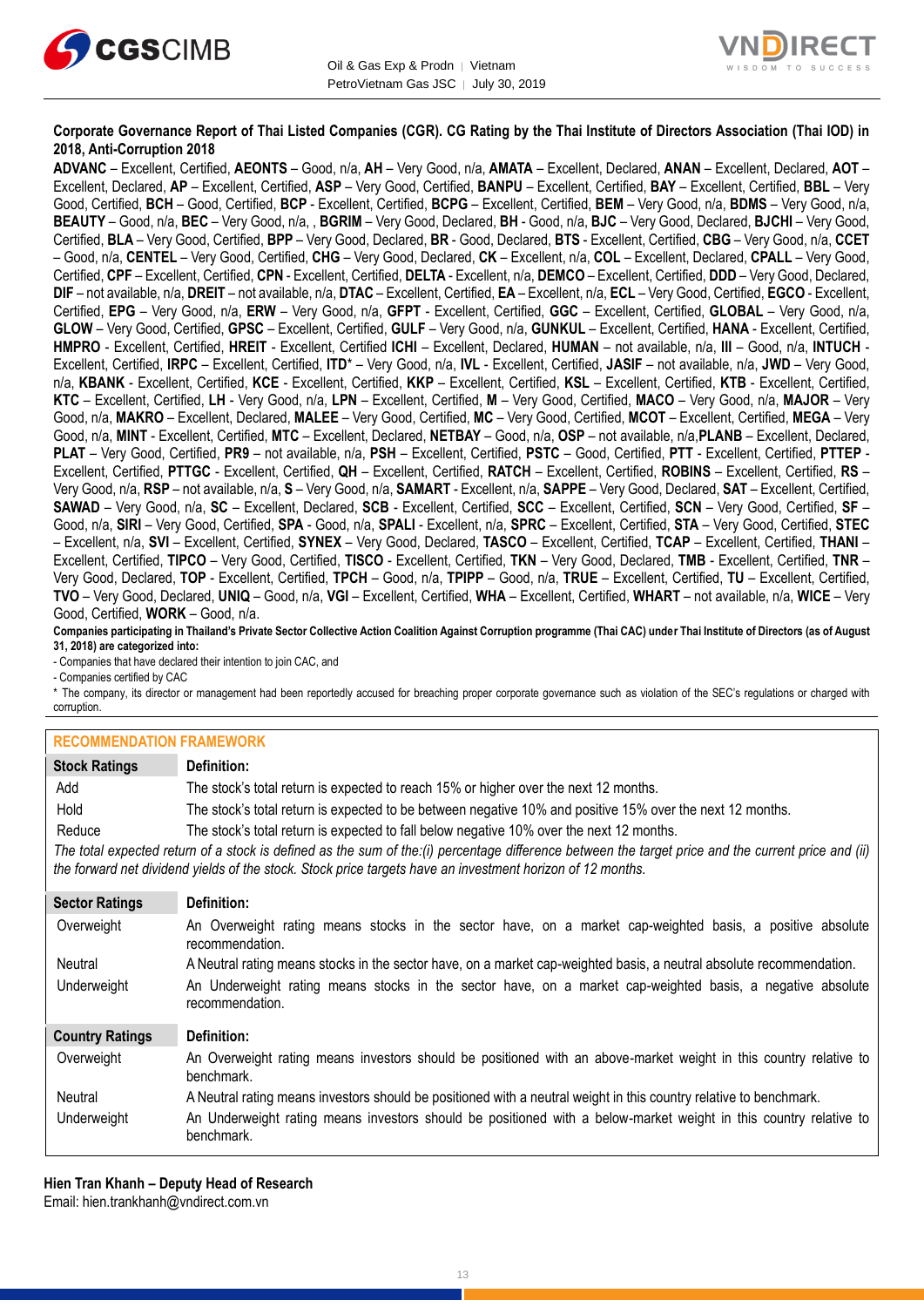**Corporate Governance Report of Thai Listed Companies (CGR). CG Rating by the Thai Institute of Directors Association (Thai IOD) in 2018, Anti-Corruption 2018**

**ADVANC** – Excellent, Certified, **AEONTS** – Good, n/a, **AH** – Very Good, n/a, **AMATA** – Excellent, Declared, **ANAN** – Excellent, Declared, **AOT** – Excellent, Declared, **AP** – Excellent, Certified, **ASP** – Very Good, Certified, **BANPU** – Excellent, Certified, **BAY** – Excellent, Certified, **BBL** – Very Good, Certified, **BCH** – Good, Certified, **BCP** - Excellent, Certified, **BCPG** – Excellent, Certified, **BEM** – Very Good, n/a, **BDMS** – Very Good, n/a, **BEAUTY** – Good, n/a, **BEC** – Very Good, n/a, , **BGRIM** – Very Good, Declared, **BH** - Good, n/a, **BJC** – Very Good, Declared, **BJCHI** – Very Good, Certified, **BLA** – Very Good, Certified, **BPP** – Very Good, Declared, **BR** - Good, Declared, **BTS** - Excellent, Certified, **CBG** – Very Good, n/a, **CCET** – Good, n/a, **CENTEL** – Very Good, Certified, **CHG** – Very Good, Declared, **CK** – Excellent, n/a, **COL** – Excellent, Declared, **CPALL** – Very Good, Certified, **CPF** – Excellent, Certified, **CPN** - Excellent, Certified, **DELTA** - Excellent, n/a, **DEMCO** – Excellent, Certified, **DDD** – Very Good, Declared, **DIF** – not available, n/a, **DREIT** – not available, n/a, **DTAC** – Excellent, Certified, **EA** – Excellent, n/a, **ECL** – Very Good, Certified, **EGCO** - Excellent, Certified, **EPG** – Very Good, n/a, **ERW** – Very Good, n/a, **GFPT** - Excellent, Certified, **GGC** – Excellent, Certified, **GLOBAL** – Very Good, n/a, **GLOW** – Very Good, Certified, **GPSC** – Excellent, Certified, **GULF** – Very Good, n/a, **GUNKUL** – Excellent, Certified, **HANA** - Excellent, Certified, **HMPRO** - Excellent, Certified, **HREIT** - Excellent, Certified **ICHI** – Excellent, Declared, **HUMAN** – not available, n/a, **III** – Good, n/a, **INTUCH** - Excellent, Certified, **IRPC** – Excellent, Certified, **ITD*** – Very Good, n/a, **IVL** - Excellent, Certified, **JASIF** – not available, n/a, **JWD** – Very Good, n/a, **KBANK** - Excellent, Certified, **KCE** - Excellent, Certified, **KKP** – Excellent, Certified, **KSL** – Excellent, Certified, **KTB** - Excellent, Certified, **KTC** – Excellent, Certified, **LH** - Very Good, n/a, **LPN** – Excellent, Certified, **M** – Very Good, Certified, **MACO** – Very Good, n/a, **MAJOR** – Very Good, n/a, **MAKRO** – Excellent, Declared, **MALEE** – Very Good, Certified, **MC** – Very Good, Certified, **MCOT** – Excellent, Certified, **MEGA** – Very Good, n/a, **MINT** - Excellent, Certified, **MTC** – Excellent, Declared, **NETBAY** – Good, n/a, **OSP** – not available, n/a,**PLANB** – Excellent, Declared, **PLAT** – Very Good, Certified, **PR9** – not available, n/a, **PSH** – Excellent, Certified, **PSTC** – Good, Certified, **PTT** - Excellent, Certified, **PTTEP** - Excellent, Certified, **PTTGC** - Excellent, Certified, **QH** – Excellent, Certified, **RATCH** – Excellent, Certified, **ROBINS** – Excellent, Certified, **RS** – Very Good, n/a, **RSP** – not available, n/a, **S** – Very Good, n/a, **SAMART** - Excellent, n/a, **SAPPE** – Very Good, Declared, **SAT** – Excellent, Certified, **SAWAD** – Very Good, n/a, **SC** – Excellent, Declared, **SCB** - Excellent, Certified, **SCC** – Excellent, Certified, **SCN** – Very Good, Certified, **SF** – Good, n/a, **SIRI** – Very Good, Certified, **SPA** - Good, n/a, **SPALI** - Excellent, n/a, **SPRC** – Excellent, Certified, **STA** – Very Good, Certified, **STEC** – Excellent, n/a, **SVI** – Excellent, Certified, **SYNEX** – Very Good, Declared, **TASCO** – Excellent, Certified, **TCAP** – Excellent, Certified, **THANI** – Excellent, Certified, **TIPCO** – Very Good, Certified, **TISCO** - Excellent, Certified, **TKN** – Very Good, Declared, **TMB** - Excellent, Certified, **TNR** – Very Good, Declared, **TOP** - Excellent, Certified, **TPCH** – Good, n/a, **TPIPP** – Good, n/a, **TRUE** – Excellent, Certified, **TU** – Excellent, Certified, **TVO** – Very Good, Declared, **UNIQ** – Good, n/a, **VGI** – Excellent, Certified, **WHA** – Excellent, Certified, **WHART** – not available, n/a, **WICE** – Very Good, Certified, **WORK** – Good, n/a.

**Companies participating in Thailand's Private Sector Collective Action Coalition Against Corruption programme (Thai CAC) under Thai Institute of Directors (as of August 31, 2018) are categorized into:**

- Companies that have declared their intention to join CAC, and
- Companies certified by CAC

* The company, its director or management had been reportedly accused for breaching proper corporate governance such as violation of the SEC's regulations or charged with corruption.

## RECOMMENDATION FRAMEWORK

| Stock Ratings | Definition: |
|---|---|
| Add | The stock's total return is expected to reach 15% or higher over the next 12 months. |
| Hold | The stock's total return is expected to be between negative 10% and positive 15% over the next 12 months. |
| Reduce | The stock's total return is expected to fall below negative 10% over the next 12 months. |

*The total expected return of a stock is defined as the sum of the:(i) percentage difference between the target price and the current price and (ii) the forward net dividend yields of the stock. Stock price targets have an investment horizon of 12 months.*

| Sector Ratings | Definition: |
|---|---|
| Overweight | An Overweight rating means stocks in the sector have, on a market cap-weighted basis, a positive absolute recommendation. |
| Neutral | A Neutral rating means stocks in the sector have, on a market cap-weighted basis, a neutral absolute recommendation. |
| Underweight | An Underweight rating means stocks in the sector have, on a market cap-weighted basis, a negative absolute recommendation. |

| Country Ratings | Definition: |
|---|---|
| Overweight | An Overweight rating means investors should be positioned with an above-market weight in this country relative to benchmark. |
| Neutral | A Neutral rating means investors should be positioned with a neutral weight in this country relative to benchmark. |
| Underweight | An Underweight rating means investors should be positioned with a below-market weight in this country relative to benchmark. |

**Hien Tran Khanh – Deputy Head of Research**
Email: hien.trankhanh@vndirect.com.vn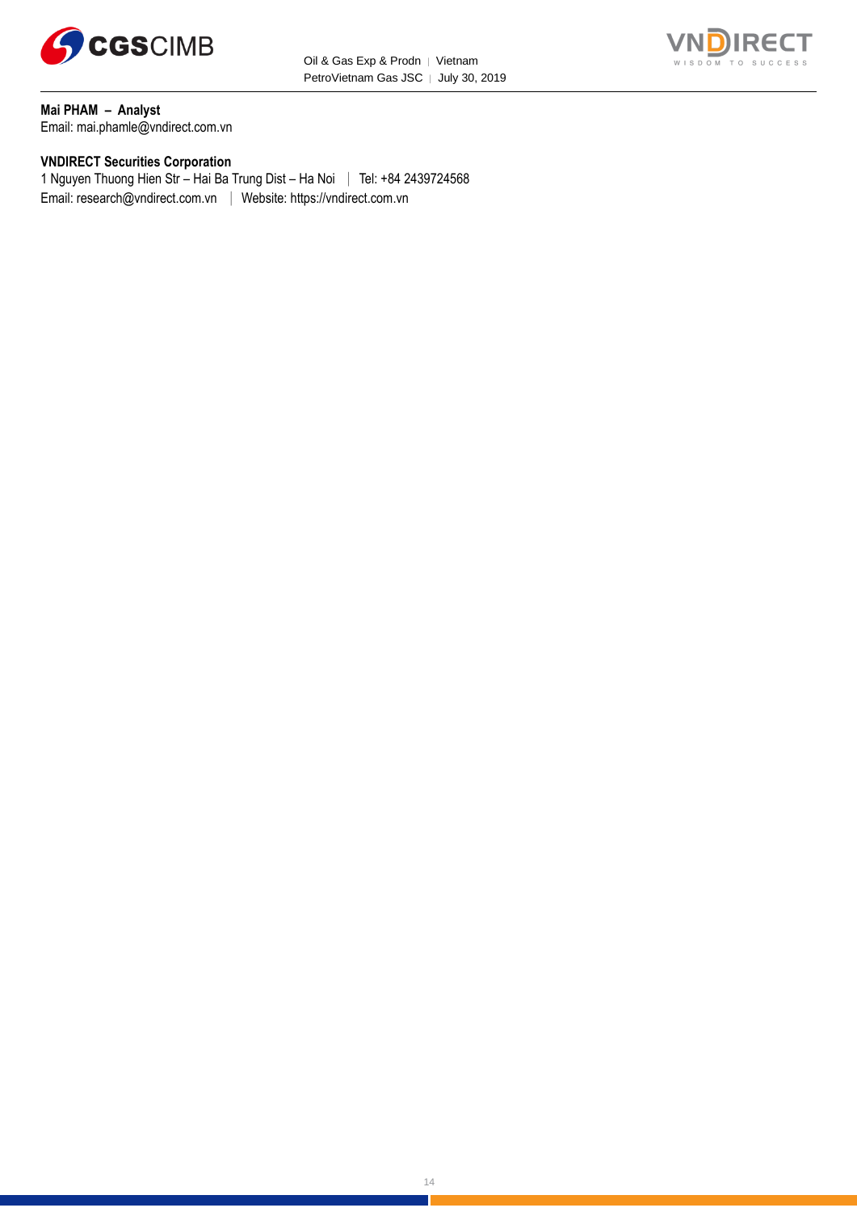**Mai PHAM – Analyst**
Email: mai.phamle@vndirect.com.vn

**VNDIRECT Securities Corporation**
1 Nguyen Thuong Hien Str – Hai Ba Trung Dist – Ha Noi | Tel: +84 2439724568
Email: research@vndirect.com.vn | Website: https://vndirect.com.vn